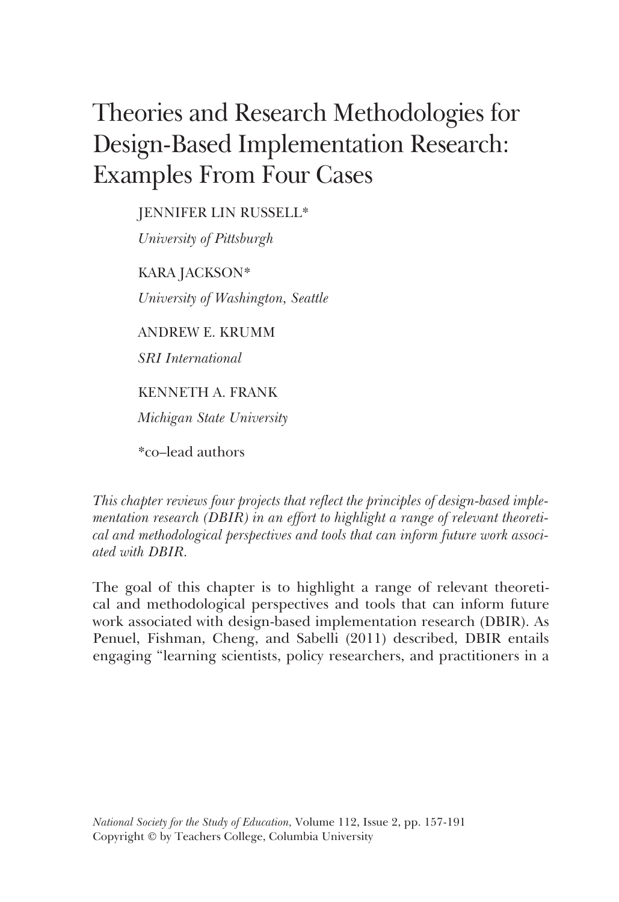# Theories and Research Methodologies for Design-Based Implementation Research: Examples From Four Cases

JENNIFER LIN RUSSELL*

*University of Pittsburgh*

KARA JACKSON*

*University of Washington, Seattle*

ANDREW E. KRUMM

*SRI International*

KENNETH A. FRANK

*Michigan State University*

*co–lead authors

*This chapter reviews four projects that reflect the principles of design-based implementation research (DBIR) in an effort to highlight a range of relevant theoretical and methodological perspectives and tools that can inform future work associated with DBIR.*

The goal of this chapter is to highlight a range of relevant theoretical and methodological perspectives and tools that can inform future work associated with design-based implementation research (DBIR). As Penuel, Fishman, Cheng, and Sabelli (2011) described, DBIR entails engaging "learning scientists, policy researchers, and practitioners in a

*National Society for the Study of Education*, Volume 112, Issue 2, pp. 157-191
Copyright © by Teachers College, Columbia University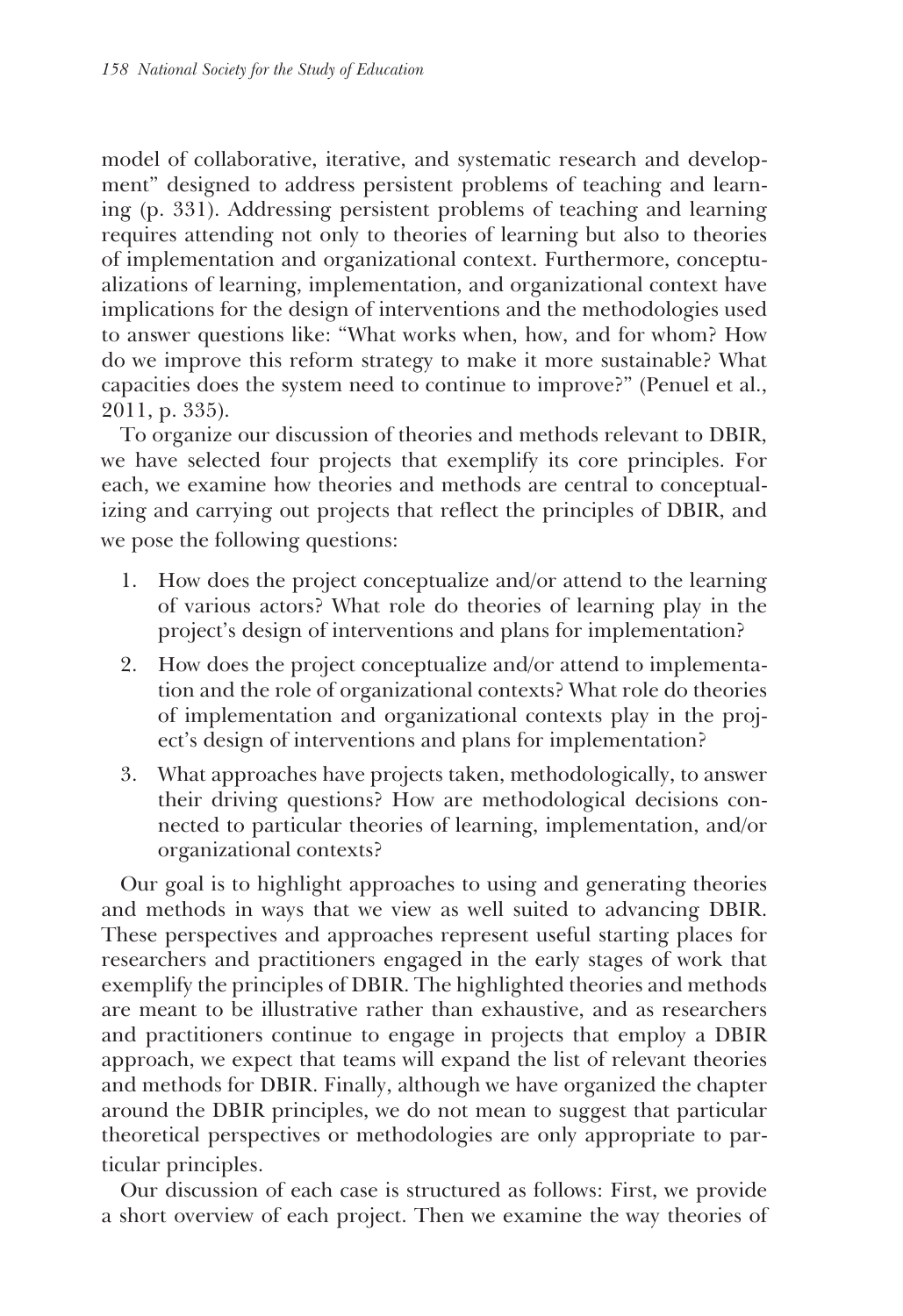model of collaborative, iterative, and systematic research and development" designed to address persistent problems of teaching and learning (p. 331). Addressing persistent problems of teaching and learning requires attending not only to theories of learning but also to theories of implementation and organizational context. Furthermore, conceptualizations of learning, implementation, and organizational context have implications for the design of interventions and the methodologies used to answer questions like: "What works when, how, and for whom? How do we improve this reform strategy to make it more sustainable? What capacities does the system need to continue to improve?" (Penuel et al., 2011, p. 335).

To organize our discussion of theories and methods relevant to DBIR, we have selected four projects that exemplify its core principles. For each, we examine how theories and methods are central to conceptualizing and carrying out projects that reflect the principles of DBIR, and we pose the following questions:

1. How does the project conceptualize and/or attend to the learning of various actors? What role do theories of learning play in the project's design of interventions and plans for implementation?
2. How does the project conceptualize and/or attend to implementation and the role of organizational contexts? What role do theories of implementation and organizational contexts play in the project's design of interventions and plans for implementation?
3. What approaches have projects taken, methodologically, to answer their driving questions? How are methodological decisions connected to particular theories of learning, implementation, and/or organizational contexts?

Our goal is to highlight approaches to using and generating theories and methods in ways that we view as well suited to advancing DBIR. These perspectives and approaches represent useful starting places for researchers and practitioners engaged in the early stages of work that exemplify the principles of DBIR. The highlighted theories and methods are meant to be illustrative rather than exhaustive, and as researchers and practitioners continue to engage in projects that employ a DBIR approach, we expect that teams will expand the list of relevant theories and methods for DBIR. Finally, although we have organized the chapter around the DBIR principles, we do not mean to suggest that particular theoretical perspectives or methodologies are only appropriate to particular principles.

Our discussion of each case is structured as follows: First, we provide a short overview of each project. Then we examine the way theories of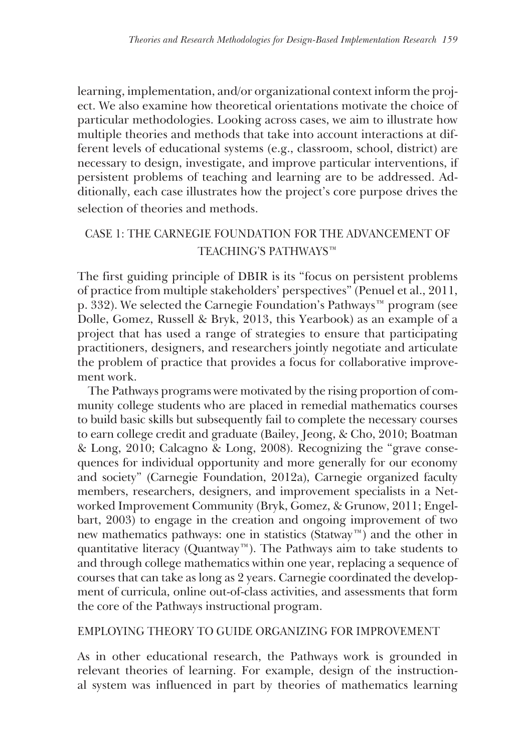learning, implementation, and/or organizational context inform the project. We also examine how theoretical orientations motivate the choice of particular methodologies. Looking across cases, we aim to illustrate how multiple theories and methods that take into account interactions at different levels of educational systems (e.g., classroom, school, district) are necessary to design, investigate, and improve particular interventions, if persistent problems of teaching and learning are to be addressed. Additionally, each case illustrates how the project's core purpose drives the selection of theories and methods.

## CASE 1: THE CARNEGIE FOUNDATION FOR THE ADVANCEMENT OF TEACHING'S PATHWAYS™

The first guiding principle of DBIR is its "focus on persistent problems of practice from multiple stakeholders' perspectives" (Penuel et al., 2011, p. 332). We selected the Carnegie Foundation's Pathways™ program (see Dolle, Gomez, Russell & Bryk, 2013, this Yearbook) as an example of a project that has used a range of strategies to ensure that participating practitioners, designers, and researchers jointly negotiate and articulate the problem of practice that provides a focus for collaborative improvement work.

The Pathways programs were motivated by the rising proportion of community college students who are placed in remedial mathematics courses to build basic skills but subsequently fail to complete the necessary courses to earn college credit and graduate (Bailey, Jeong, & Cho, 2010; Boatman & Long, 2010; Calcagno & Long, 2008). Recognizing the "grave consequences for individual opportunity and more generally for our economy and society" (Carnegie Foundation, 2012a), Carnegie organized faculty members, researchers, designers, and improvement specialists in a Networked Improvement Community (Bryk, Gomez, & Grunow, 2011; Engelbart, 2003) to engage in the creation and ongoing improvement of two new mathematics pathways: one in statistics (Statway™) and the other in quantitative literacy (Quantway™). The Pathways aim to take students to and through college mathematics within one year, replacing a sequence of courses that can take as long as 2 years. Carnegie coordinated the development of curricula, online out-of-class activities, and assessments that form the core of the Pathways instructional program.

### EMPLOYING THEORY TO GUIDE ORGANIZING FOR IMPROVEMENT

As in other educational research, the Pathways work is grounded in relevant theories of learning. For example, design of the instructional system was influenced in part by theories of mathematics learning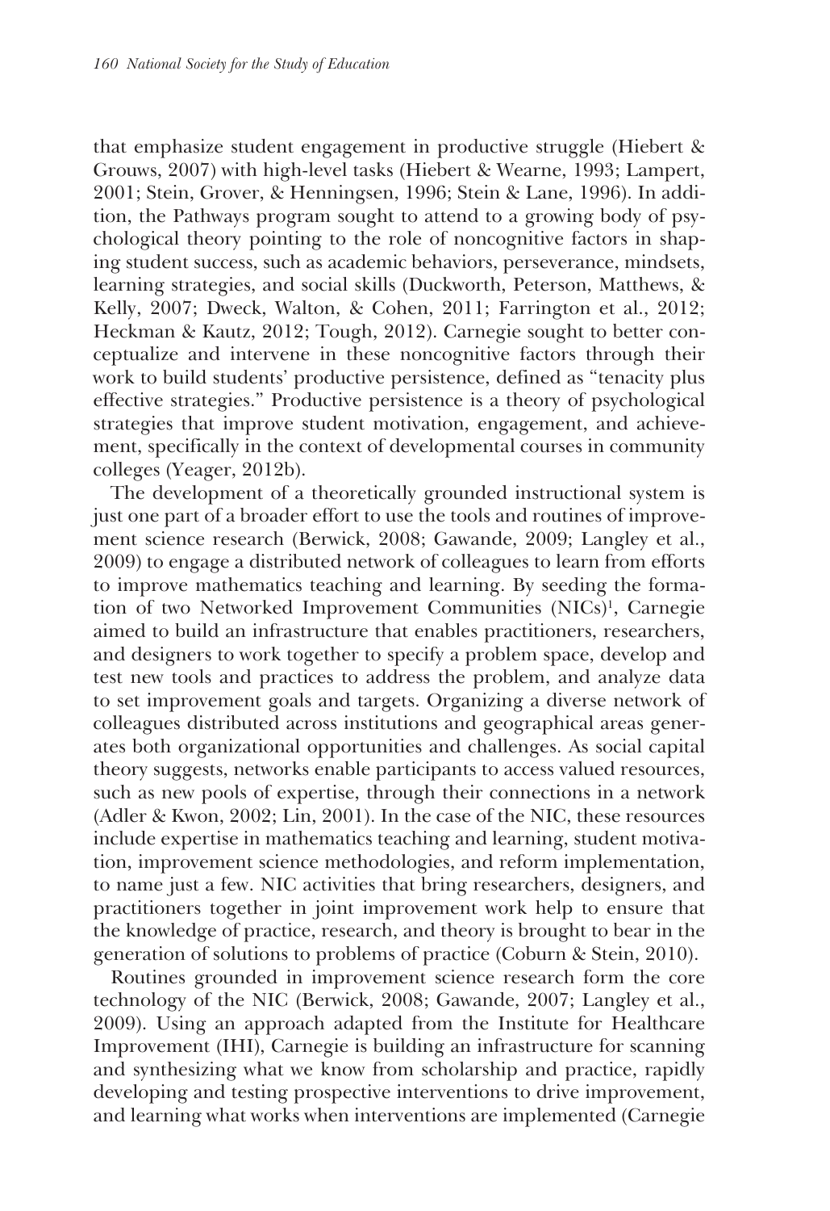that emphasize student engagement in productive struggle (Hiebert & Grouws, 2007) with high-level tasks (Hiebert & Wearne, 1993; Lampert, 2001; Stein, Grover, & Henningsen, 1996; Stein & Lane, 1996). In addition, the Pathways program sought to attend to a growing body of psychological theory pointing to the role of noncognitive factors in shaping student success, such as academic behaviors, perseverance, mindsets, learning strategies, and social skills (Duckworth, Peterson, Matthews, & Kelly, 2007; Dweck, Walton, & Cohen, 2011; Farrington et al., 2012; Heckman & Kautz, 2012; Tough, 2012). Carnegie sought to better conceptualize and intervene in these noncognitive factors through their work to build students' productive persistence, defined as "tenacity plus effective strategies." Productive persistence is a theory of psychological strategies that improve student motivation, engagement, and achievement, specifically in the context of developmental courses in community colleges (Yeager, 2012b).

The development of a theoretically grounded instructional system is just one part of a broader effort to use the tools and routines of improvement science research (Berwick, 2008; Gawande, 2009; Langley et al., 2009) to engage a distributed network of colleagues to learn from efforts to improve mathematics teaching and learning. By seeding the formation of two Networked Improvement Communities (NICs)[1], Carnegie aimed to build an infrastructure that enables practitioners, researchers, and designers to work together to specify a problem space, develop and test new tools and practices to address the problem, and analyze data to set improvement goals and targets. Organizing a diverse network of colleagues distributed across institutions and geographical areas generates both organizational opportunities and challenges. As social capital theory suggests, networks enable participants to access valued resources, such as new pools of expertise, through their connections in a network (Adler & Kwon, 2002; Lin, 2001). In the case of the NIC, these resources include expertise in mathematics teaching and learning, student motivation, improvement science methodologies, and reform implementation, to name just a few. NIC activities that bring researchers, designers, and practitioners together in joint improvement work help to ensure that the knowledge of practice, research, and theory is brought to bear in the generation of solutions to problems of practice (Coburn & Stein, 2010).

Routines grounded in improvement science research form the core technology of the NIC (Berwick, 2008; Gawande, 2007; Langley et al., 2009). Using an approach adapted from the Institute for Healthcare Improvement (IHI), Carnegie is building an infrastructure for scanning and synthesizing what we know from scholarship and practice, rapidly developing and testing prospective interventions to drive improvement, and learning what works when interventions are implemented (Carnegie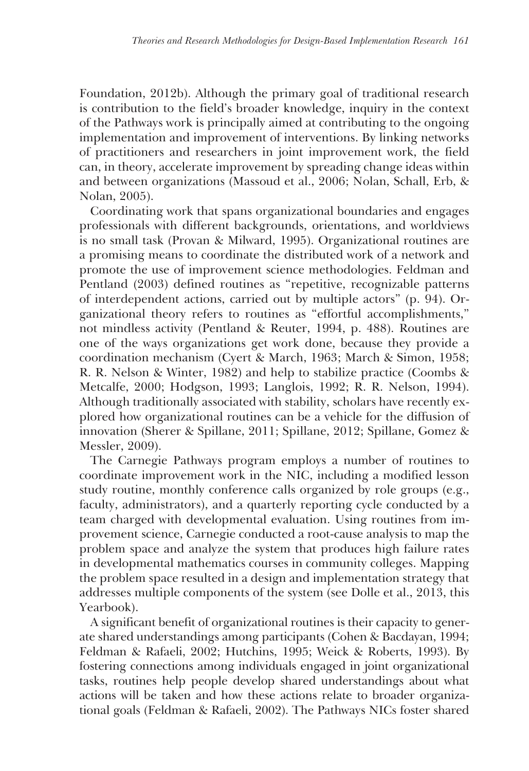Foundation, 2012b). Although the primary goal of traditional research is contribution to the field's broader knowledge, inquiry in the context of the Pathways work is principally aimed at contributing to the ongoing implementation and improvement of interventions. By linking networks of practitioners and researchers in joint improvement work, the field can, in theory, accelerate improvement by spreading change ideas within and between organizations (Massoud et al., 2006; Nolan, Schall, Erb, & Nolan, 2005).

Coordinating work that spans organizational boundaries and engages professionals with different backgrounds, orientations, and worldviews is no small task (Provan & Milward, 1995). Organizational routines are a promising means to coordinate the distributed work of a network and promote the use of improvement science methodologies. Feldman and Pentland (2003) defined routines as "repetitive, recognizable patterns of interdependent actions, carried out by multiple actors" (p. 94). Organizational theory refers to routines as "effortful accomplishments," not mindless activity (Pentland & Reuter, 1994, p. 488). Routines are one of the ways organizations get work done, because they provide a coordination mechanism (Cyert & March, 1963; March & Simon, 1958; R. R. Nelson & Winter, 1982) and help to stabilize practice (Coombs & Metcalfe, 2000; Hodgson, 1993; Langlois, 1992; R. R. Nelson, 1994). Although traditionally associated with stability, scholars have recently explored how organizational routines can be a vehicle for the diffusion of innovation (Sherer & Spillane, 2011; Spillane, 2012; Spillane, Gomez & Messler, 2009).

The Carnegie Pathways program employs a number of routines to coordinate improvement work in the NIC, including a modified lesson study routine, monthly conference calls organized by role groups (e.g., faculty, administrators), and a quarterly reporting cycle conducted by a team charged with developmental evaluation. Using routines from improvement science, Carnegie conducted a root-cause analysis to map the problem space and analyze the system that produces high failure rates in developmental mathematics courses in community colleges. Mapping the problem space resulted in a design and implementation strategy that addresses multiple components of the system (see Dolle et al., 2013, this Yearbook).

A significant benefit of organizational routines is their capacity to generate shared understandings among participants (Cohen & Bacdayan, 1994; Feldman & Rafaeli, 2002; Hutchins, 1995; Weick & Roberts, 1993). By fostering connections among individuals engaged in joint organizational tasks, routines help people develop shared understandings about what actions will be taken and how these actions relate to broader organizational goals (Feldman & Rafaeli, 2002). The Pathways NICs foster shared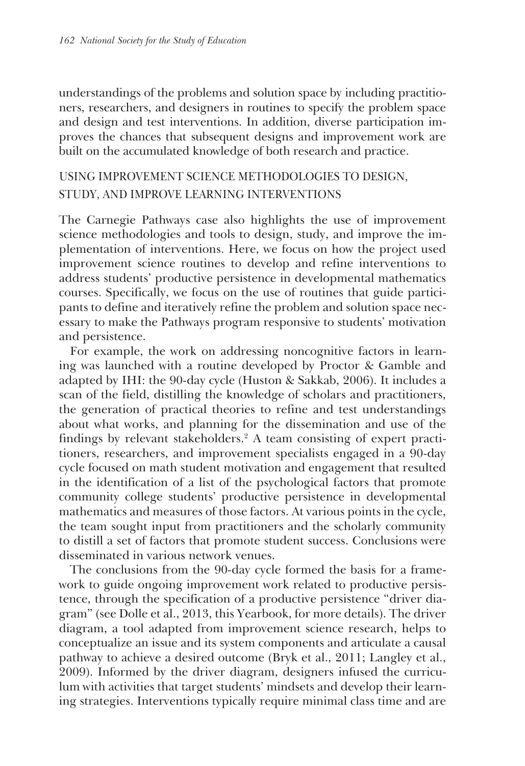understandings of the problems and solution space by including practitioners, researchers, and designers in routines to specify the problem space and design and test interventions. In addition, diverse participation improves the chances that subsequent designs and improvement work are built on the accumulated knowledge of both research and practice.

## USING IMPROVEMENT SCIENCE METHODOLOGIES TO DESIGN, STUDY, AND IMPROVE LEARNING INTERVENTIONS

The Carnegie Pathways case also highlights the use of improvement science methodologies and tools to design, study, and improve the implementation of interventions. Here, we focus on how the project used improvement science routines to develop and refine interventions to address students' productive persistence in developmental mathematics courses. Specifically, we focus on the use of routines that guide participants to define and iteratively refine the problem and solution space necessary to make the Pathways program responsive to students' motivation and persistence.

For example, the work on addressing noncognitive factors in learning was launched with a routine developed by Proctor & Gamble and adapted by IHI: the 90-day cycle (Huston & Sakkab, 2006). It includes a scan of the field, distilling the knowledge of scholars and practitioners, the generation of practical theories to refine and test understandings about what works, and planning for the dissemination and use of the findings by relevant stakeholders.[2] A team consisting of expert practitioners, researchers, and improvement specialists engaged in a 90-day cycle focused on math student motivation and engagement that resulted in the identification of a list of the psychological factors that promote community college students' productive persistence in developmental mathematics and measures of those factors. At various points in the cycle, the team sought input from practitioners and the scholarly community to distill a set of factors that promote student success. Conclusions were disseminated in various network venues.

The conclusions from the 90-day cycle formed the basis for a framework to guide ongoing improvement work related to productive persistence, through the specification of a productive persistence "driver diagram" (see Dolle et al., 2013, this Yearbook, for more details). The driver diagram, a tool adapted from improvement science research, helps to conceptualize an issue and its system components and articulate a causal pathway to achieve a desired outcome (Bryk et al., 2011; Langley et al., 2009). Informed by the driver diagram, designers infused the curriculum with activities that target students' mindsets and develop their learning strategies. Interventions typically require minimal class time and are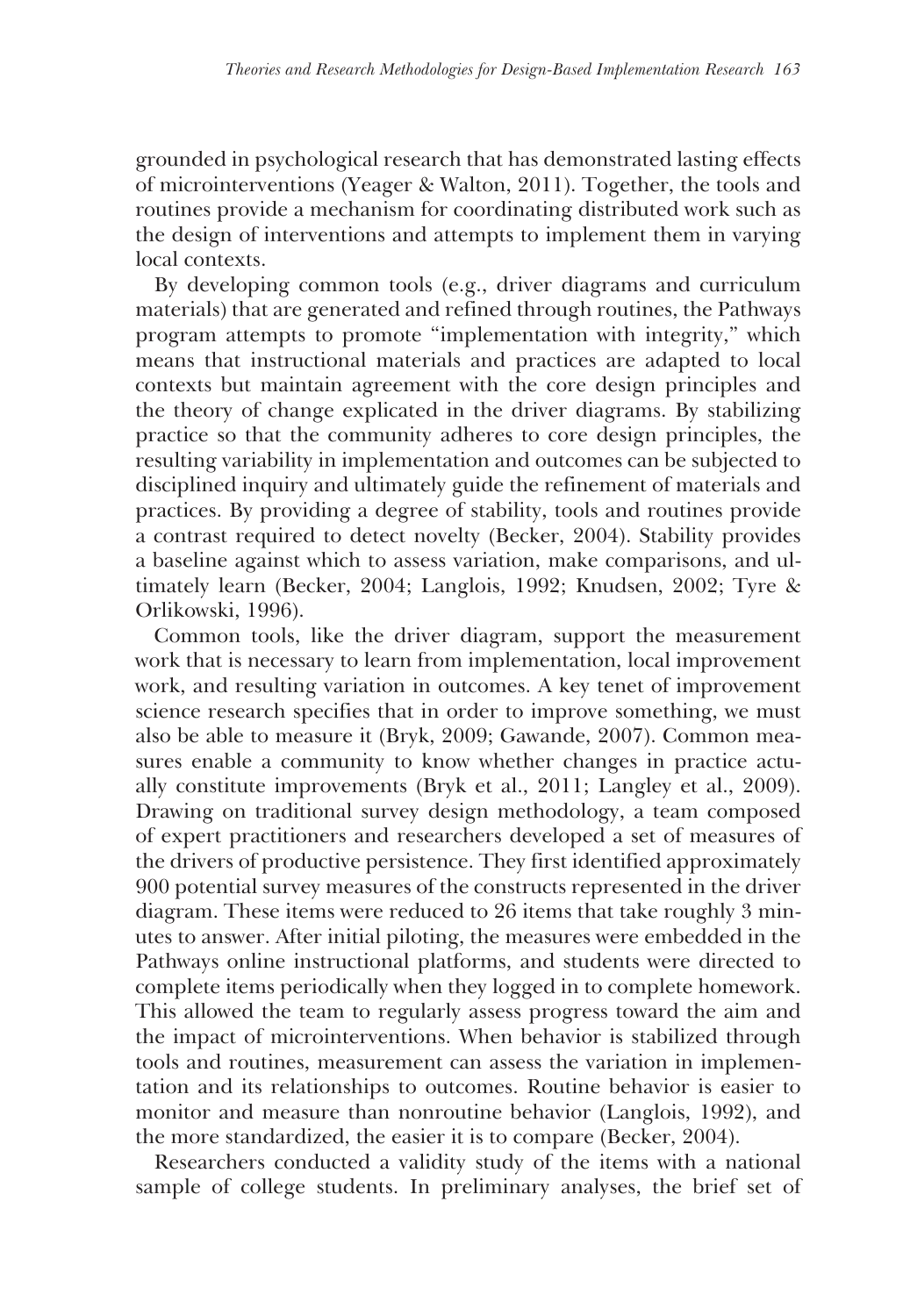grounded in psychological research that has demonstrated lasting effects of microinterventions (Yeager & Walton, 2011). Together, the tools and routines provide a mechanism for coordinating distributed work such as the design of interventions and attempts to implement them in varying local contexts.

By developing common tools (e.g., driver diagrams and curriculum materials) that are generated and refined through routines, the Pathways program attempts to promote "implementation with integrity," which means that instructional materials and practices are adapted to local contexts but maintain agreement with the core design principles and the theory of change explicated in the driver diagrams. By stabilizing practice so that the community adheres to core design principles, the resulting variability in implementation and outcomes can be subjected to disciplined inquiry and ultimately guide the refinement of materials and practices. By providing a degree of stability, tools and routines provide a contrast required to detect novelty (Becker, 2004). Stability provides a baseline against which to assess variation, make comparisons, and ultimately learn (Becker, 2004; Langlois, 1992; Knudsen, 2002; Tyre & Orlikowski, 1996).

Common tools, like the driver diagram, support the measurement work that is necessary to learn from implementation, local improvement work, and resulting variation in outcomes. A key tenet of improvement science research specifies that in order to improve something, we must also be able to measure it (Bryk, 2009; Gawande, 2007). Common measures enable a community to know whether changes in practice actually constitute improvements (Bryk et al., 2011; Langley et al., 2009). Drawing on traditional survey design methodology, a team composed of expert practitioners and researchers developed a set of measures of the drivers of productive persistence. They first identified approximately 900 potential survey measures of the constructs represented in the driver diagram. These items were reduced to 26 items that take roughly 3 minutes to answer. After initial piloting, the measures were embedded in the Pathways online instructional platforms, and students were directed to complete items periodically when they logged in to complete homework. This allowed the team to regularly assess progress toward the aim and the impact of microinterventions. When behavior is stabilized through tools and routines, measurement can assess the variation in implementation and its relationships to outcomes. Routine behavior is easier to monitor and measure than nonroutine behavior (Langlois, 1992), and the more standardized, the easier it is to compare (Becker, 2004).

Researchers conducted a validity study of the items with a national sample of college students. In preliminary analyses, the brief set of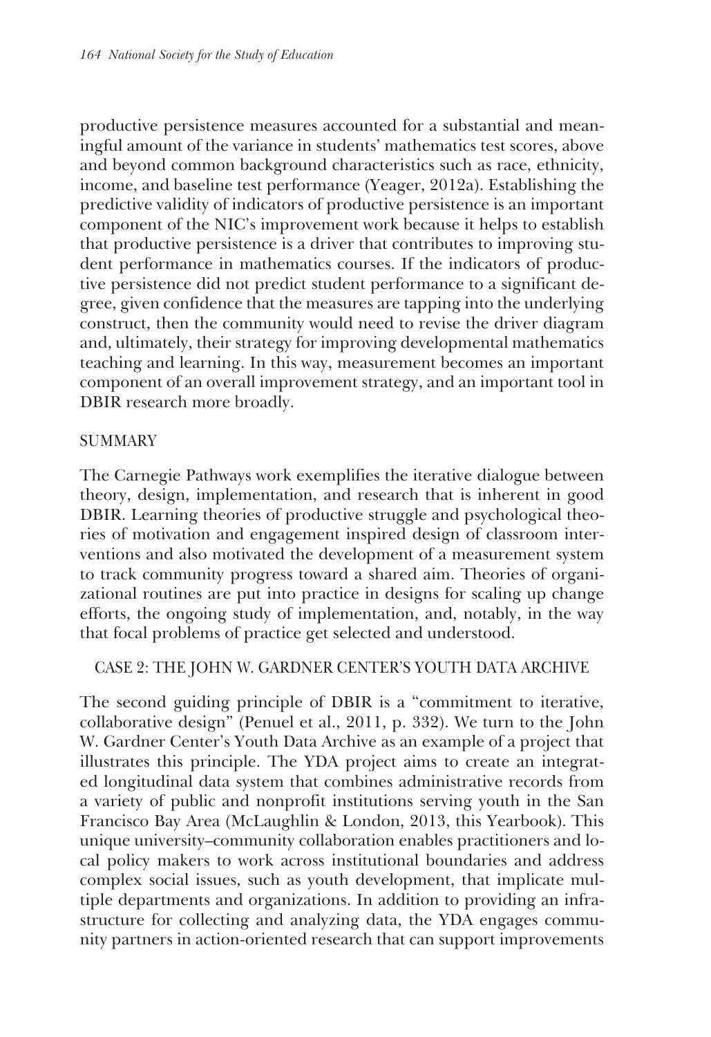productive persistence measures accounted for a substantial and meaningful amount of the variance in students' mathematics test scores, above and beyond common background characteristics such as race, ethnicity, income, and baseline test performance (Yeager, 2012a). Establishing the predictive validity of indicators of productive persistence is an important component of the NIC's improvement work because it helps to establish that productive persistence is a driver that contributes to improving student performance in mathematics courses. If the indicators of productive persistence did not predict student performance to a significant degree, given confidence that the measures are tapping into the underlying construct, then the community would need to revise the driver diagram and, ultimately, their strategy for improving developmental mathematics teaching and learning. In this way, measurement becomes an important component of an overall improvement strategy, and an important tool in DBIR research more broadly.

## SUMMARY

The Carnegie Pathways work exemplifies the iterative dialogue between theory, design, implementation, and research that is inherent in good DBIR. Learning theories of productive struggle and psychological theories of motivation and engagement inspired design of classroom interventions and also motivated the development of a measurement system to track community progress toward a shared aim. Theories of organizational routines are put into practice in designs for scaling up change efforts, the ongoing study of implementation, and, notably, in the way that focal problems of practice get selected and understood.

## CASE 2: THE JOHN W. GARDNER CENTER'S YOUTH DATA ARCHIVE

The second guiding principle of DBIR is a "commitment to iterative, collaborative design" (Penuel et al., 2011, p. 332). We turn to the John W. Gardner Center's Youth Data Archive as an example of a project that illustrates this principle. The YDA project aims to create an integrated longitudinal data system that combines administrative records from a variety of public and nonprofit institutions serving youth in the San Francisco Bay Area (McLaughlin & London, 2013, this Yearbook). This unique university–community collaboration enables practitioners and local policy makers to work across institutional boundaries and address complex social issues, such as youth development, that implicate multiple departments and organizations. In addition to providing an infrastructure for collecting and analyzing data, the YDA engages community partners in action-oriented research that can support improvements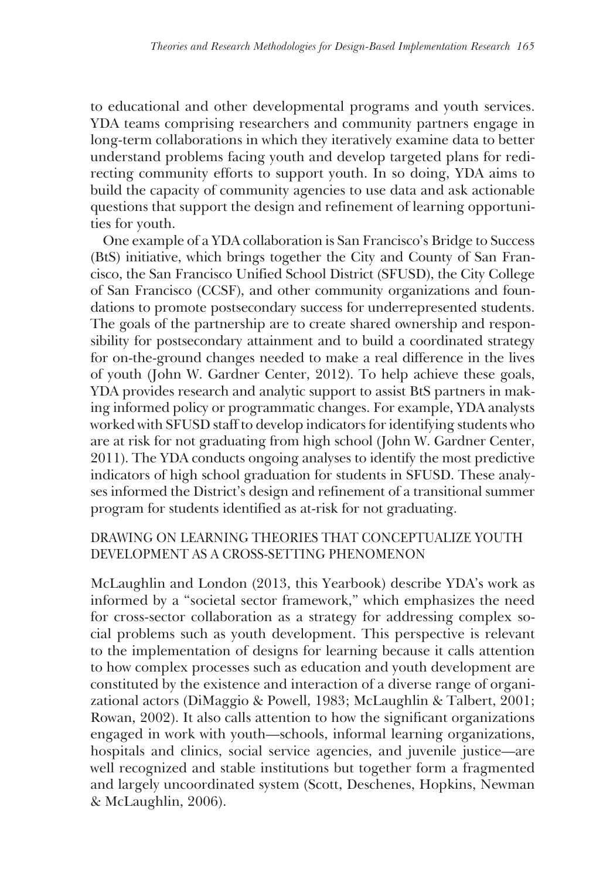to educational and other developmental programs and youth services. YDA teams comprising researchers and community partners engage in long-term collaborations in which they iteratively examine data to better understand problems facing youth and develop targeted plans for redirecting community efforts to support youth. In so doing, YDA aims to build the capacity of community agencies to use data and ask actionable questions that support the design and refinement of learning opportunities for youth.

One example of a YDA collaboration is San Francisco's Bridge to Success (BtS) initiative, which brings together the City and County of San Francisco, the San Francisco Unified School District (SFUSD), the City College of San Francisco (CCSF), and other community organizations and foundations to promote postsecondary success for underrepresented students. The goals of the partnership are to create shared ownership and responsibility for postsecondary attainment and to build a coordinated strategy for on-the-ground changes needed to make a real difference in the lives of youth (John W. Gardner Center, 2012). To help achieve these goals, YDA provides research and analytic support to assist BtS partners in making informed policy or programmatic changes. For example, YDA analysts worked with SFUSD staff to develop indicators for identifying students who are at risk for not graduating from high school (John W. Gardner Center, 2011). The YDA conducts ongoing analyses to identify the most predictive indicators of high school graduation for students in SFUSD. These analyses informed the District's design and refinement of a transitional summer program for students identified as at-risk for not graduating.

### DRAWING ON LEARNING THEORIES THAT CONCEPTUALIZE YOUTH DEVELOPMENT AS A CROSS-SETTING PHENOMENON

McLaughlin and London (2013, this Yearbook) describe YDA's work as informed by a "societal sector framework," which emphasizes the need for cross-sector collaboration as a strategy for addressing complex social problems such as youth development. This perspective is relevant to the implementation of designs for learning because it calls attention to how complex processes such as education and youth development are constituted by the existence and interaction of a diverse range of organizational actors (DiMaggio & Powell, 1983; McLaughlin & Talbert, 2001; Rowan, 2002). It also calls attention to how the significant organizations engaged in work with youth—schools, informal learning organizations, hospitals and clinics, social service agencies, and juvenile justice—are well recognized and stable institutions but together form a fragmented and largely uncoordinated system (Scott, Deschenes, Hopkins, Newman & McLaughlin, 2006).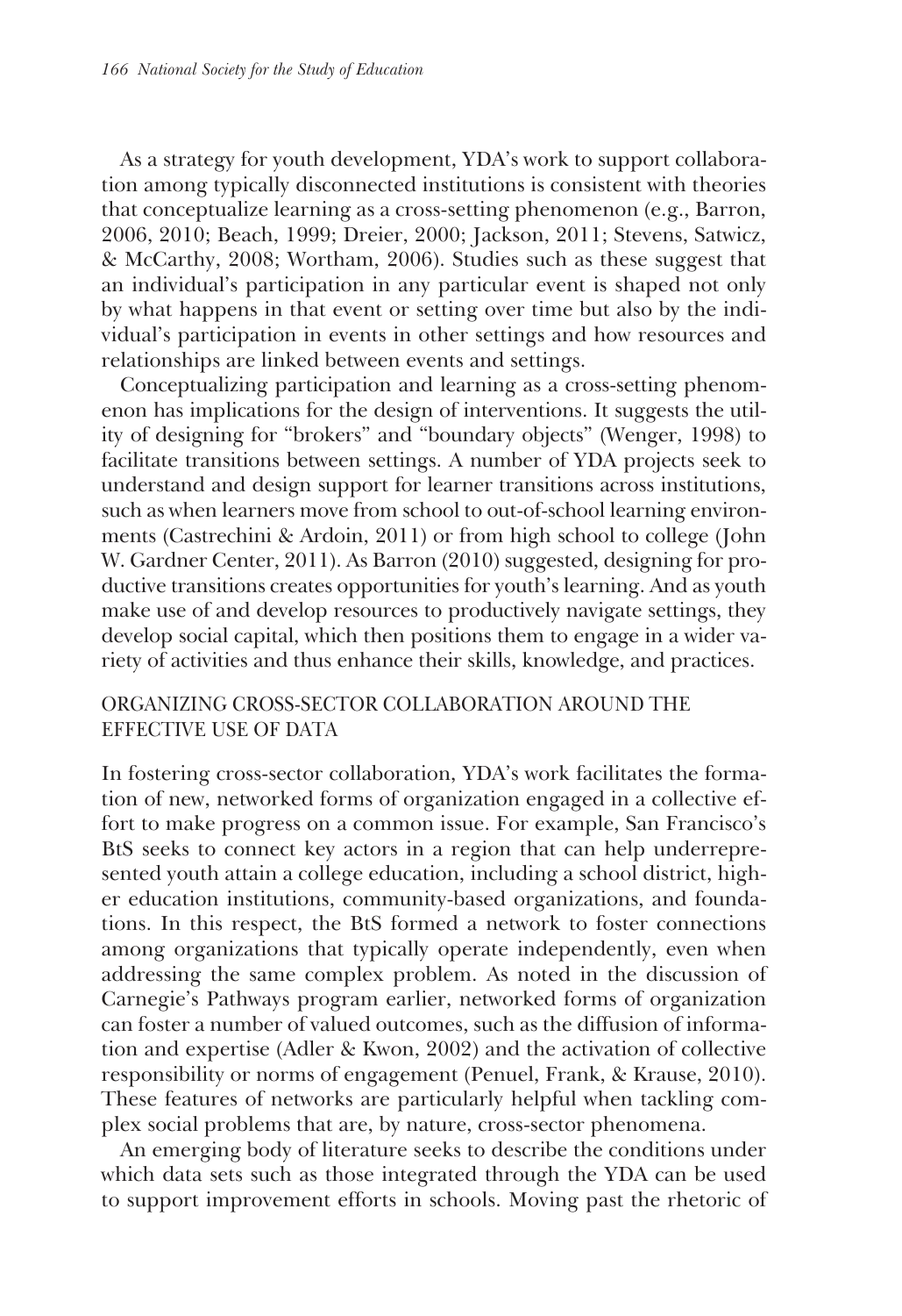As a strategy for youth development, YDA's work to support collaboration among typically disconnected institutions is consistent with theories that conceptualize learning as a cross-setting phenomenon (e.g., Barron, 2006, 2010; Beach, 1999; Dreier, 2000; Jackson, 2011; Stevens, Satwicz, & McCarthy, 2008; Wortham, 2006). Studies such as these suggest that an individual's participation in any particular event is shaped not only by what happens in that event or setting over time but also by the individual's participation in events in other settings and how resources and relationships are linked between events and settings.

Conceptualizing participation and learning as a cross-setting phenomenon has implications for the design of interventions. It suggests the utility of designing for "brokers" and "boundary objects" (Wenger, 1998) to facilitate transitions between settings. A number of YDA projects seek to understand and design support for learner transitions across institutions, such as when learners move from school to out-of-school learning environments (Castrechini & Ardoin, 2011) or from high school to college (John W. Gardner Center, 2011). As Barron (2010) suggested, designing for productive transitions creates opportunities for youth's learning. And as youth make use of and develop resources to productively navigate settings, they develop social capital, which then positions them to engage in a wider variety of activities and thus enhance their skills, knowledge, and practices.

## ORGANIZING CROSS-SECTOR COLLABORATION AROUND THE EFFECTIVE USE OF DATA

In fostering cross-sector collaboration, YDA's work facilitates the formation of new, networked forms of organization engaged in a collective effort to make progress on a common issue. For example, San Francisco's BtS seeks to connect key actors in a region that can help underrepresented youth attain a college education, including a school district, higher education institutions, community-based organizations, and foundations. In this respect, the BtS formed a network to foster connections among organizations that typically operate independently, even when addressing the same complex problem. As noted in the discussion of Carnegie's Pathways program earlier, networked forms of organization can foster a number of valued outcomes, such as the diffusion of information and expertise (Adler & Kwon, 2002) and the activation of collective responsibility or norms of engagement (Penuel, Frank, & Krause, 2010). These features of networks are particularly helpful when tackling complex social problems that are, by nature, cross-sector phenomena.

An emerging body of literature seeks to describe the conditions under which data sets such as those integrated through the YDA can be used to support improvement efforts in schools. Moving past the rhetoric of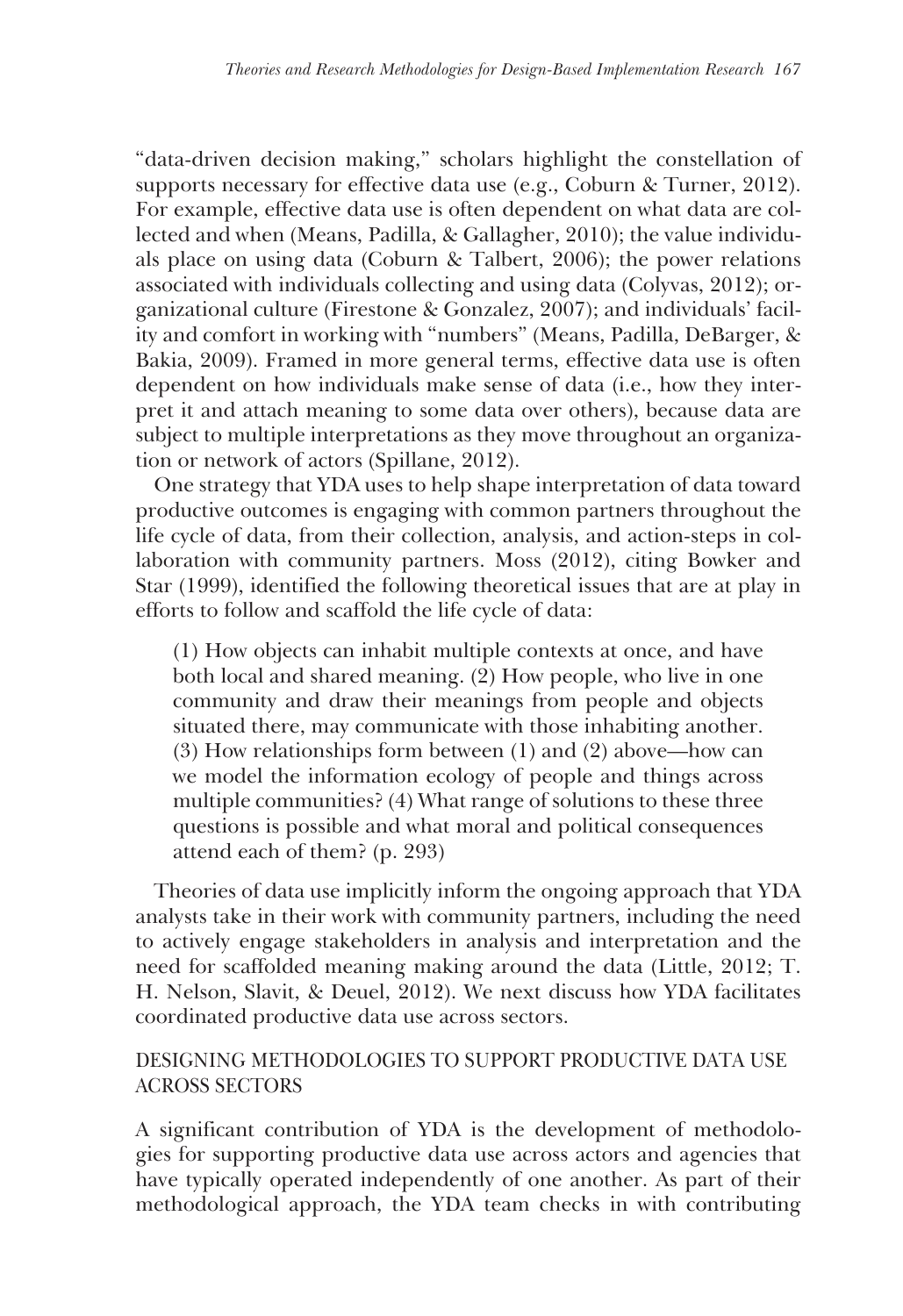"data-driven decision making," scholars highlight the constellation of supports necessary for effective data use (e.g., Coburn & Turner, 2012). For example, effective data use is often dependent on what data are collected and when (Means, Padilla, & Gallagher, 2010); the value individuals place on using data (Coburn & Talbert, 2006); the power relations associated with individuals collecting and using data (Colyvas, 2012); organizational culture (Firestone & Gonzalez, 2007); and individuals' facility and comfort in working with "numbers" (Means, Padilla, DeBarger, & Bakia, 2009). Framed in more general terms, effective data use is often dependent on how individuals make sense of data (i.e., how they interpret it and attach meaning to some data over others), because data are subject to multiple interpretations as they move throughout an organization or network of actors (Spillane, 2012).

One strategy that YDA uses to help shape interpretation of data toward productive outcomes is engaging with common partners throughout the life cycle of data, from their collection, analysis, and action-steps in collaboration with community partners. Moss (2012), citing Bowker and Star (1999), identified the following theoretical issues that are at play in efforts to follow and scaffold the life cycle of data:

> (1) How objects can inhabit multiple contexts at once, and have both local and shared meaning. (2) How people, who live in one community and draw their meanings from people and objects situated there, may communicate with those inhabiting another. (3) How relationships form between (1) and (2) above—how can we model the information ecology of people and things across multiple communities? (4) What range of solutions to these three questions is possible and what moral and political consequences attend each of them? (p. 293)

Theories of data use implicitly inform the ongoing approach that YDA analysts take in their work with community partners, including the need to actively engage stakeholders in analysis and interpretation and the need for scaffolded meaning making around the data (Little, 2012; T. H. Nelson, Slavit, & Deuel, 2012). We next discuss how YDA facilitates coordinated productive data use across sectors.

## DESIGNING METHODOLOGIES TO SUPPORT PRODUCTIVE DATA USE ACROSS SECTORS

A significant contribution of YDA is the development of methodologies for supporting productive data use across actors and agencies that have typically operated independently of one another. As part of their methodological approach, the YDA team checks in with contributing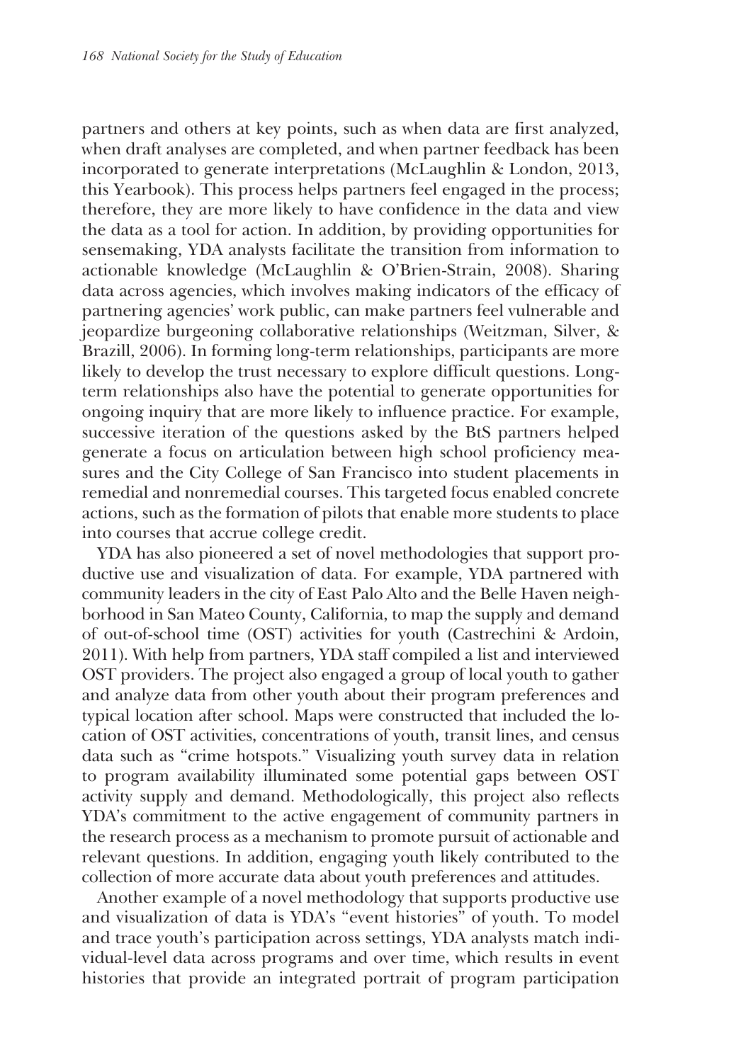partners and others at key points, such as when data are first analyzed, when draft analyses are completed, and when partner feedback has been incorporated to generate interpretations (McLaughlin & London, 2013, this Yearbook). This process helps partners feel engaged in the process; therefore, they are more likely to have confidence in the data and view the data as a tool for action. In addition, by providing opportunities for sensemaking, YDA analysts facilitate the transition from information to actionable knowledge (McLaughlin & O'Brien-Strain, 2008). Sharing data across agencies, which involves making indicators of the efficacy of partnering agencies' work public, can make partners feel vulnerable and jeopardize burgeoning collaborative relationships (Weitzman, Silver, & Brazill, 2006). In forming long-term relationships, participants are more likely to develop the trust necessary to explore difficult questions. Long-term relationships also have the potential to generate opportunities for ongoing inquiry that are more likely to influence practice. For example, successive iteration of the questions asked by the BtS partners helped generate a focus on articulation between high school proficiency measures and the City College of San Francisco into student placements in remedial and nonremedial courses. This targeted focus enabled concrete actions, such as the formation of pilots that enable more students to place into courses that accrue college credit.

YDA has also pioneered a set of novel methodologies that support productive use and visualization of data. For example, YDA partnered with community leaders in the city of East Palo Alto and the Belle Haven neighborhood in San Mateo County, California, to map the supply and demand of out-of-school time (OST) activities for youth (Castrechini & Ardoin, 2011). With help from partners, YDA staff compiled a list and interviewed OST providers. The project also engaged a group of local youth to gather and analyze data from other youth about their program preferences and typical location after school. Maps were constructed that included the location of OST activities, concentrations of youth, transit lines, and census data such as "crime hotspots." Visualizing youth survey data in relation to program availability illuminated some potential gaps between OST activity supply and demand. Methodologically, this project also reflects YDA's commitment to the active engagement of community partners in the research process as a mechanism to promote pursuit of actionable and relevant questions. In addition, engaging youth likely contributed to the collection of more accurate data about youth preferences and attitudes.

Another example of a novel methodology that supports productive use and visualization of data is YDA's "event histories" of youth. To model and trace youth's participation across settings, YDA analysts match individual-level data across programs and over time, which results in event histories that provide an integrated portrait of program participation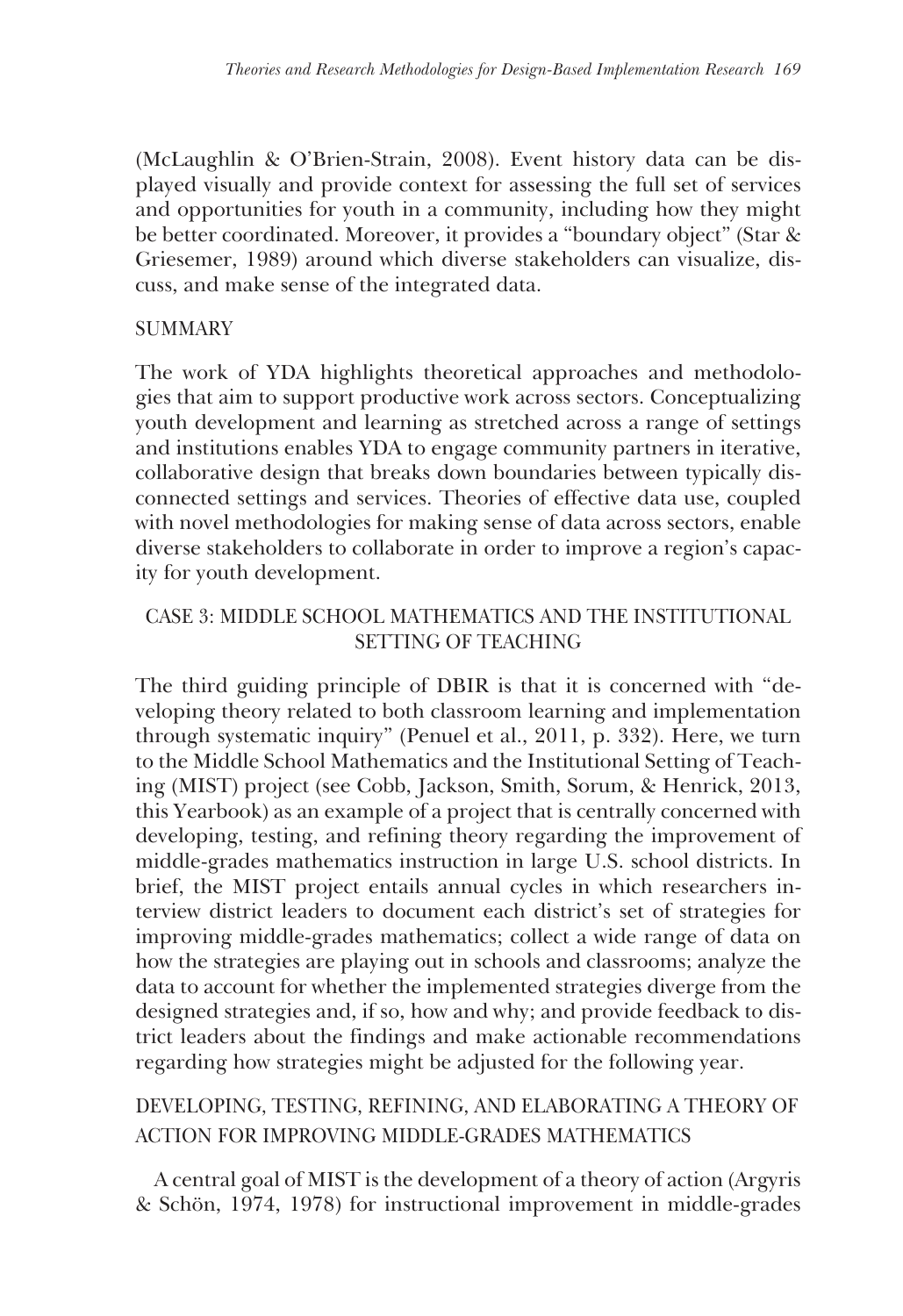(McLaughlin & O'Brien-Strain, 2008). Event history data can be displayed visually and provide context for assessing the full set of services and opportunities for youth in a community, including how they might be better coordinated. Moreover, it provides a "boundary object" (Star & Griesemer, 1989) around which diverse stakeholders can visualize, discuss, and make sense of the integrated data.

### SUMMARY

The work of YDA highlights theoretical approaches and methodologies that aim to support productive work across sectors. Conceptualizing youth development and learning as stretched across a range of settings and institutions enables YDA to engage community partners in iterative, collaborative design that breaks down boundaries between typically disconnected settings and services. Theories of effective data use, coupled with novel methodologies for making sense of data across sectors, enable diverse stakeholders to collaborate in order to improve a region's capacity for youth development.

## CASE 3: MIDDLE SCHOOL MATHEMATICS AND THE INSTITUTIONAL SETTING OF TEACHING

The third guiding principle of DBIR is that it is concerned with "developing theory related to both classroom learning and implementation through systematic inquiry" (Penuel et al., 2011, p. 332). Here, we turn to the Middle School Mathematics and the Institutional Setting of Teaching (MIST) project (see Cobb, Jackson, Smith, Sorum, & Henrick, 2013, this Yearbook) as an example of a project that is centrally concerned with developing, testing, and refining theory regarding the improvement of middle-grades mathematics instruction in large U.S. school districts. In brief, the MIST project entails annual cycles in which researchers interview district leaders to document each district's set of strategies for improving middle-grades mathematics; collect a wide range of data on how the strategies are playing out in schools and classrooms; analyze the data to account for whether the implemented strategies diverge from the designed strategies and, if so, how and why; and provide feedback to district leaders about the findings and make actionable recommendations regarding how strategies might be adjusted for the following year.

### DEVELOPING, TESTING, REFINING, AND ELABORATING A THEORY OF ACTION FOR IMPROVING MIDDLE-GRADES MATHEMATICS

A central goal of MIST is the development of a theory of action (Argyris & Schön, 1974, 1978) for instructional improvement in middle-grades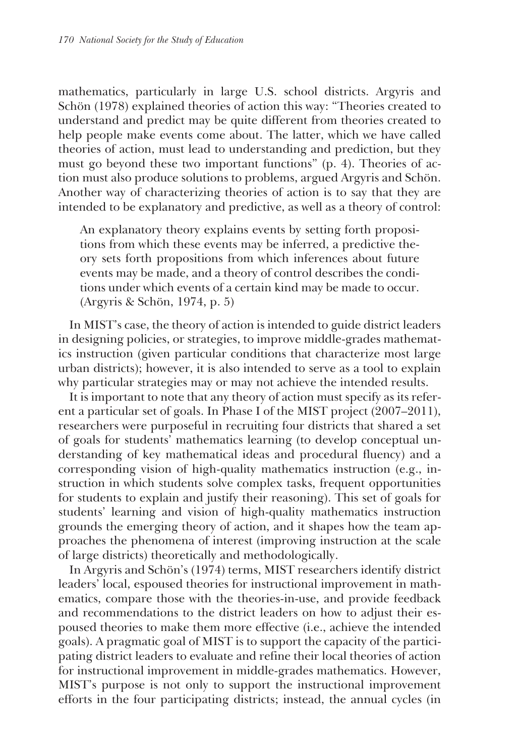mathematics, particularly in large U.S. school districts. Argyris and Schön (1978) explained theories of action this way: "Theories created to understand and predict may be quite different from theories created to help people make events come about. The latter, which we have called theories of action, must lead to understanding and prediction, but they must go beyond these two important functions" (p. 4). Theories of action must also produce solutions to problems, argued Argyris and Schön. Another way of characterizing theories of action is to say that they are intended to be explanatory and predictive, as well as a theory of control:

> An explanatory theory explains events by setting forth propositions from which these events may be inferred, a predictive theory sets forth propositions from which inferences about future events may be made, and a theory of control describes the conditions under which events of a certain kind may be made to occur. (Argyris & Schön, 1974, p. 5)

In MIST's case, the theory of action is intended to guide district leaders in designing policies, or strategies, to improve middle-grades mathematics instruction (given particular conditions that characterize most large urban districts); however, it is also intended to serve as a tool to explain why particular strategies may or may not achieve the intended results.

It is important to note that any theory of action must specify as its referent a particular set of goals. In Phase I of the MIST project (2007–2011), researchers were purposeful in recruiting four districts that shared a set of goals for students' mathematics learning (to develop conceptual understanding of key mathematical ideas and procedural fluency) and a corresponding vision of high-quality mathematics instruction (e.g., instruction in which students solve complex tasks, frequent opportunities for students to explain and justify their reasoning). This set of goals for students' learning and vision of high-quality mathematics instruction grounds the emerging theory of action, and it shapes how the team approaches the phenomena of interest (improving instruction at the scale of large districts) theoretically and methodologically.

In Argyris and Schön's (1974) terms, MIST researchers identify district leaders' local, espoused theories for instructional improvement in mathematics, compare those with the theories-in-use, and provide feedback and recommendations to the district leaders on how to adjust their espoused theories to make them more effective (i.e., achieve the intended goals). A pragmatic goal of MIST is to support the capacity of the participating district leaders to evaluate and refine their local theories of action for instructional improvement in middle-grades mathematics. However, MIST's purpose is not only to support the instructional improvement efforts in the four participating districts; instead, the annual cycles (in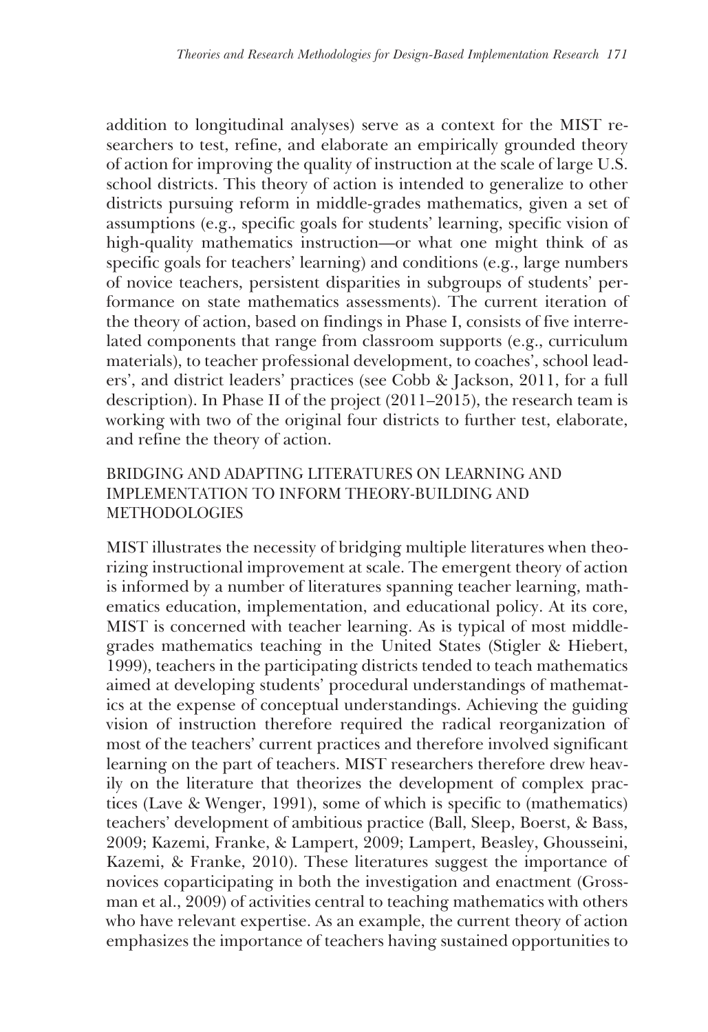addition to longitudinal analyses) serve as a context for the MIST researchers to test, refine, and elaborate an empirically grounded theory of action for improving the quality of instruction at the scale of large U.S. school districts. This theory of action is intended to generalize to other districts pursuing reform in middle-grades mathematics, given a set of assumptions (e.g., specific goals for students' learning, specific vision of high-quality mathematics instruction—or what one might think of as specific goals for teachers' learning) and conditions (e.g., large numbers of novice teachers, persistent disparities in subgroups of students' performance on state mathematics assessments). The current iteration of the theory of action, based on findings in Phase I, consists of five interrelated components that range from classroom supports (e.g., curriculum materials), to teacher professional development, to coaches', school leaders', and district leaders' practices (see Cobb & Jackson, 2011, for a full description). In Phase II of the project (2011–2015), the research team is working with two of the original four districts to further test, elaborate, and refine the theory of action.

## BRIDGING AND ADAPTING LITERATURES ON LEARNING AND IMPLEMENTATION TO INFORM THEORY-BUILDING AND METHODOLOGIES

MIST illustrates the necessity of bridging multiple literatures when theorizing instructional improvement at scale. The emergent theory of action is informed by a number of literatures spanning teacher learning, mathematics education, implementation, and educational policy. At its core, MIST is concerned with teacher learning. As is typical of most middle-grades mathematics teaching in the United States (Stigler & Hiebert, 1999), teachers in the participating districts tended to teach mathematics aimed at developing students' procedural understandings of mathematics at the expense of conceptual understandings. Achieving the guiding vision of instruction therefore required the radical reorganization of most of the teachers' current practices and therefore involved significant learning on the part of teachers. MIST researchers therefore drew heavily on the literature that theorizes the development of complex practices (Lave & Wenger, 1991), some of which is specific to (mathematics) teachers' development of ambitious practice (Ball, Sleep, Boerst, & Bass, 2009; Kazemi, Franke, & Lampert, 2009; Lampert, Beasley, Ghousseini, Kazemi, & Franke, 2010). These literatures suggest the importance of novices coparticipating in both the investigation and enactment (Grossman et al., 2009) of activities central to teaching mathematics with others who have relevant expertise. As an example, the current theory of action emphasizes the importance of teachers having sustained opportunities to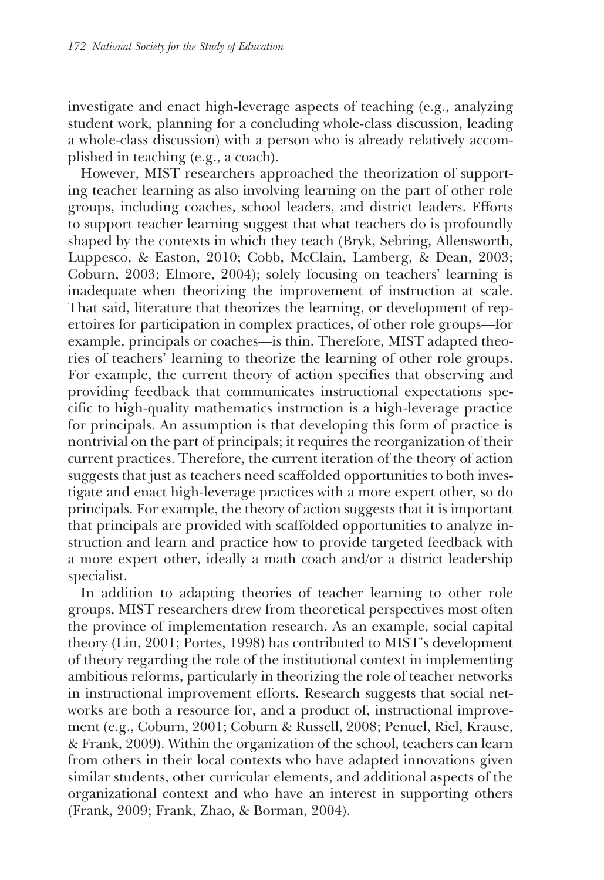investigate and enact high-leverage aspects of teaching (e.g., analyzing student work, planning for a concluding whole-class discussion, leading a whole-class discussion) with a person who is already relatively accomplished in teaching (e.g., a coach).

However, MIST researchers approached the theorization of supporting teacher learning as also involving learning on the part of other role groups, including coaches, school leaders, and district leaders. Efforts to support teacher learning suggest that what teachers do is profoundly shaped by the contexts in which they teach (Bryk, Sebring, Allensworth, Luppesco, & Easton, 2010; Cobb, McClain, Lamberg, & Dean, 2003; Coburn, 2003; Elmore, 2004); solely focusing on teachers' learning is inadequate when theorizing the improvement of instruction at scale. That said, literature that theorizes the learning, or development of repertoires for participation in complex practices, of other role groups—for example, principals or coaches—is thin. Therefore, MIST adapted theories of teachers' learning to theorize the learning of other role groups. For example, the current theory of action specifies that observing and providing feedback that communicates instructional expectations specific to high-quality mathematics instruction is a high-leverage practice for principals. An assumption is that developing this form of practice is nontrivial on the part of principals; it requires the reorganization of their current practices. Therefore, the current iteration of the theory of action suggests that just as teachers need scaffolded opportunities to both investigate and enact high-leverage practices with a more expert other, so do principals. For example, the theory of action suggests that it is important that principals are provided with scaffolded opportunities to analyze instruction and learn and practice how to provide targeted feedback with a more expert other, ideally a math coach and/or a district leadership specialist.

In addition to adapting theories of teacher learning to other role groups, MIST researchers drew from theoretical perspectives most often the province of implementation research. As an example, social capital theory (Lin, 2001; Portes, 1998) has contributed to MIST's development of theory regarding the role of the institutional context in implementing ambitious reforms, particularly in theorizing the role of teacher networks in instructional improvement efforts. Research suggests that social networks are both a resource for, and a product of, instructional improvement (e.g., Coburn, 2001; Coburn & Russell, 2008; Penuel, Riel, Krause, & Frank, 2009). Within the organization of the school, teachers can learn from others in their local contexts who have adapted innovations given similar students, other curricular elements, and additional aspects of the organizational context and who have an interest in supporting others (Frank, 2009; Frank, Zhao, & Borman, 2004).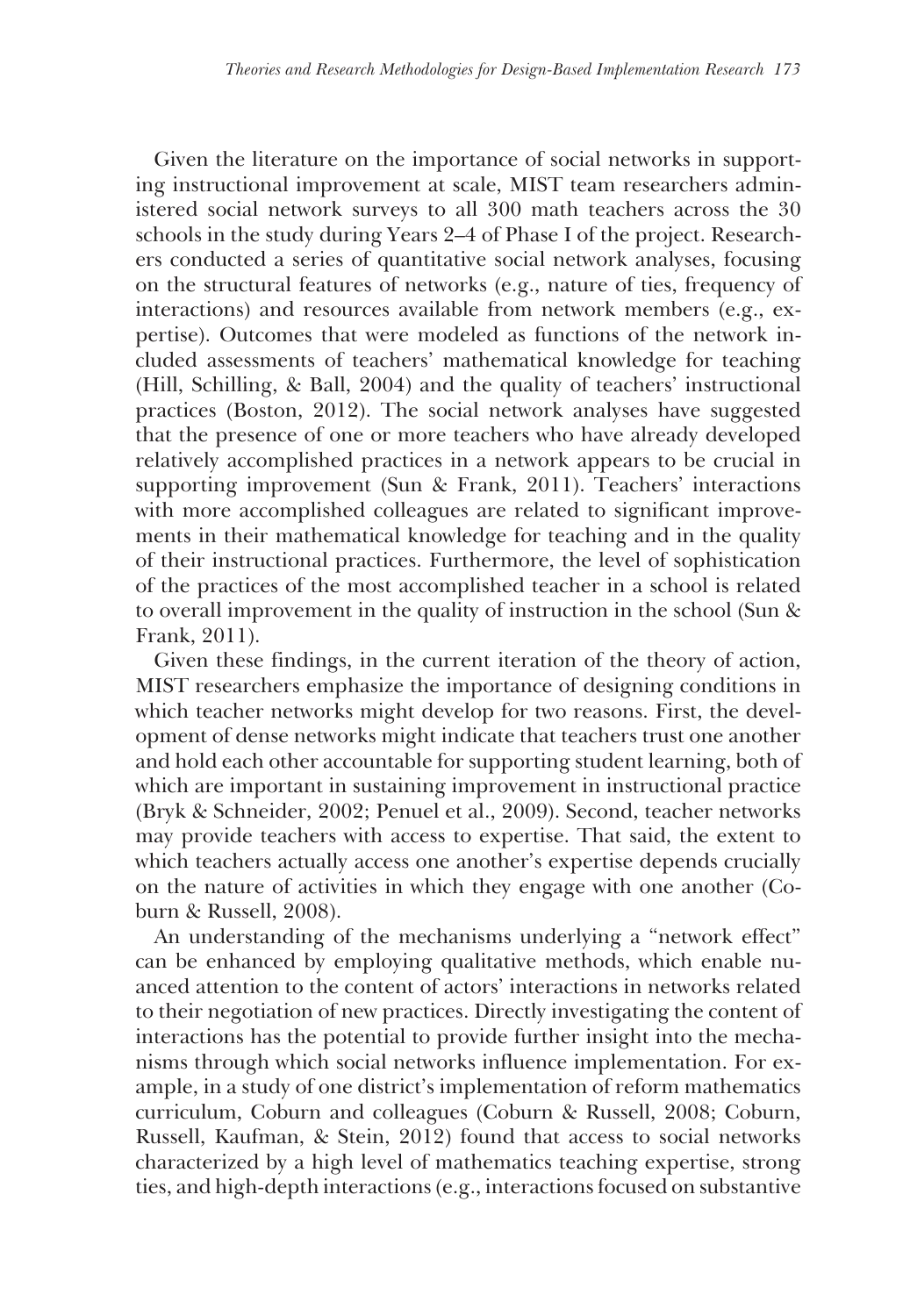Given the literature on the importance of social networks in supporting instructional improvement at scale, MIST team researchers administered social network surveys to all 300 math teachers across the 30 schools in the study during Years 2–4 of Phase I of the project. Researchers conducted a series of quantitative social network analyses, focusing on the structural features of networks (e.g., nature of ties, frequency of interactions) and resources available from network members (e.g., expertise). Outcomes that were modeled as functions of the network included assessments of teachers' mathematical knowledge for teaching (Hill, Schilling, & Ball, 2004) and the quality of teachers' instructional practices (Boston, 2012). The social network analyses have suggested that the presence of one or more teachers who have already developed relatively accomplished practices in a network appears to be crucial in supporting improvement (Sun & Frank, 2011). Teachers' interactions with more accomplished colleagues are related to significant improvements in their mathematical knowledge for teaching and in the quality of their instructional practices. Furthermore, the level of sophistication of the practices of the most accomplished teacher in a school is related to overall improvement in the quality of instruction in the school (Sun & Frank, 2011).

Given these findings, in the current iteration of the theory of action, MIST researchers emphasize the importance of designing conditions in which teacher networks might develop for two reasons. First, the development of dense networks might indicate that teachers trust one another and hold each other accountable for supporting student learning, both of which are important in sustaining improvement in instructional practice (Bryk & Schneider, 2002; Penuel et al., 2009). Second, teacher networks may provide teachers with access to expertise. That said, the extent to which teachers actually access one another's expertise depends crucially on the nature of activities in which they engage with one another (Coburn & Russell, 2008).

An understanding of the mechanisms underlying a "network effect" can be enhanced by employing qualitative methods, which enable nuanced attention to the content of actors' interactions in networks related to their negotiation of new practices. Directly investigating the content of interactions has the potential to provide further insight into the mechanisms through which social networks influence implementation. For example, in a study of one district's implementation of reform mathematics curriculum, Coburn and colleagues (Coburn & Russell, 2008; Coburn, Russell, Kaufman, & Stein, 2012) found that access to social networks characterized by a high level of mathematics teaching expertise, strong ties, and high-depth interactions (e.g., interactions focused on substantive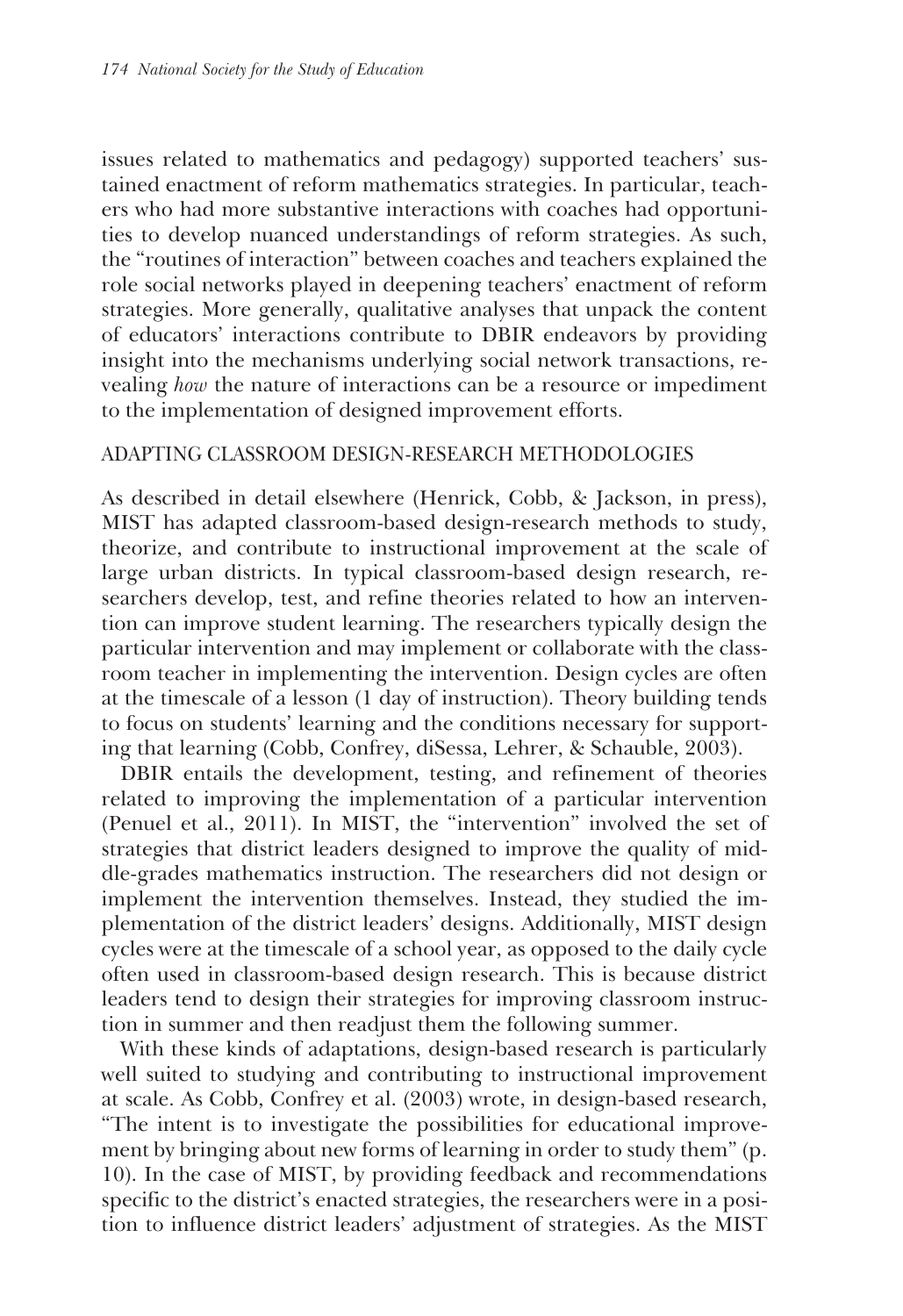issues related to mathematics and pedagogy) supported teachers' sustained enactment of reform mathematics strategies. In particular, teachers who had more substantive interactions with coaches had opportunities to develop nuanced understandings of reform strategies. As such, the "routines of interaction" between coaches and teachers explained the role social networks played in deepening teachers' enactment of reform strategies. More generally, qualitative analyses that unpack the content of educators' interactions contribute to DBIR endeavors by providing insight into the mechanisms underlying social network transactions, revealing *how* the nature of interactions can be a resource or impediment to the implementation of designed improvement efforts.

## ADAPTING CLASSROOM DESIGN-RESEARCH METHODOLOGIES

As described in detail elsewhere (Henrick, Cobb, & Jackson, in press), MIST has adapted classroom-based design-research methods to study, theorize, and contribute to instructional improvement at the scale of large urban districts. In typical classroom-based design research, researchers develop, test, and refine theories related to how an intervention can improve student learning. The researchers typically design the particular intervention and may implement or collaborate with the classroom teacher in implementing the intervention. Design cycles are often at the timescale of a lesson (1 day of instruction). Theory building tends to focus on students' learning and the conditions necessary for supporting that learning (Cobb, Confrey, diSessa, Lehrer, & Schauble, 2003).

DBIR entails the development, testing, and refinement of theories related to improving the implementation of a particular intervention (Penuel et al., 2011). In MIST, the "intervention" involved the set of strategies that district leaders designed to improve the quality of middle-grades mathematics instruction. The researchers did not design or implement the intervention themselves. Instead, they studied the implementation of the district leaders' designs. Additionally, MIST design cycles were at the timescale of a school year, as opposed to the daily cycle often used in classroom-based design research. This is because district leaders tend to design their strategies for improving classroom instruction in summer and then readjust them the following summer.

With these kinds of adaptations, design-based research is particularly well suited to studying and contributing to instructional improvement at scale. As Cobb, Confrey et al. (2003) wrote, in design-based research, "The intent is to investigate the possibilities for educational improvement by bringing about new forms of learning in order to study them" (p. 10). In the case of MIST, by providing feedback and recommendations specific to the district's enacted strategies, the researchers were in a position to influence district leaders' adjustment of strategies. As the MIST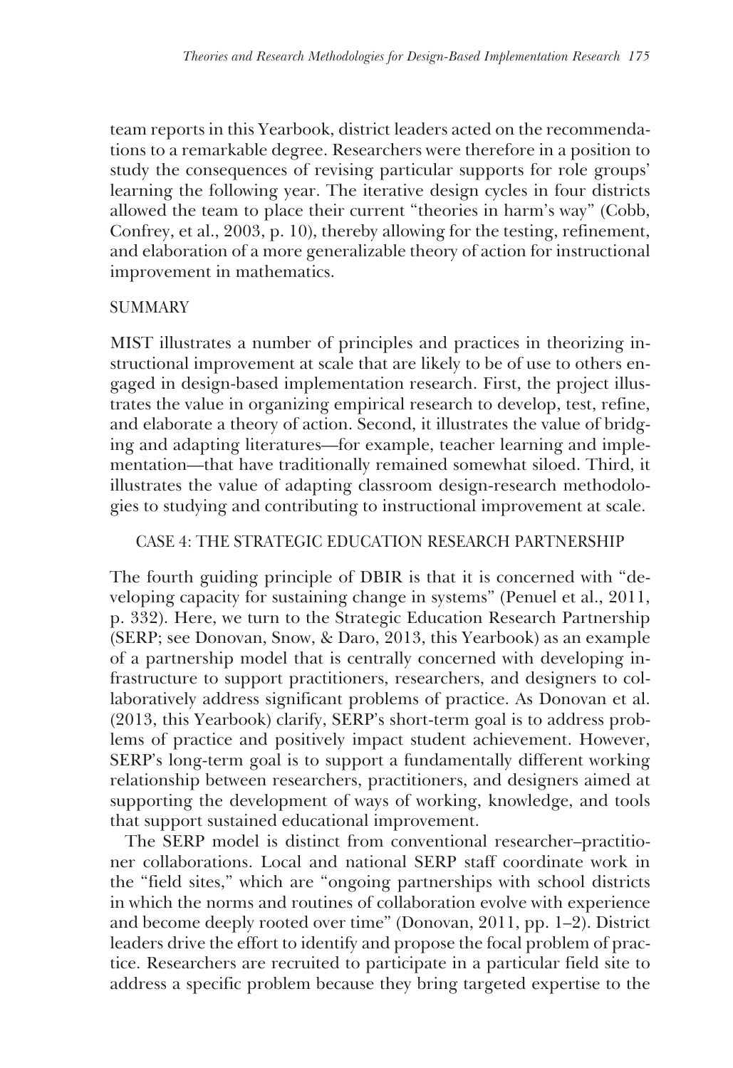team reports in this Yearbook, district leaders acted on the recommendations to a remarkable degree. Researchers were therefore in a position to study the consequences of revising particular supports for role groups' learning the following year. The iterative design cycles in four districts allowed the team to place their current "theories in harm's way" (Cobb, Confrey, et al., 2003, p. 10), thereby allowing for the testing, refinement, and elaboration of a more generalizable theory of action for instructional improvement in mathematics.

### SUMMARY

MIST illustrates a number of principles and practices in theorizing instructional improvement at scale that are likely to be of use to others engaged in design-based implementation research. First, the project illustrates the value in organizing empirical research to develop, test, refine, and elaborate a theory of action. Second, it illustrates the value of bridging and adapting literatures—for example, teacher learning and implementation—that have traditionally remained somewhat siloed. Third, it illustrates the value of adapting classroom design-research methodologies to studying and contributing to instructional improvement at scale.

## CASE 4: THE STRATEGIC EDUCATION RESEARCH PARTNERSHIP

The fourth guiding principle of DBIR is that it is concerned with "developing capacity for sustaining change in systems" (Penuel et al., 2011, p. 332). Here, we turn to the Strategic Education Research Partnership (SERP; see Donovan, Snow, & Daro, 2013, this Yearbook) as an example of a partnership model that is centrally concerned with developing infrastructure to support practitioners, researchers, and designers to collaboratively address significant problems of practice. As Donovan et al. (2013, this Yearbook) clarify, SERP's short-term goal is to address problems of practice and positively impact student achievement. However, SERP's long-term goal is to support a fundamentally different working relationship between researchers, practitioners, and designers aimed at supporting the development of ways of working, knowledge, and tools that support sustained educational improvement.

The SERP model is distinct from conventional researcher–practitioner collaborations. Local and national SERP staff coordinate work in the "field sites," which are "ongoing partnerships with school districts in which the norms and routines of collaboration evolve with experience and become deeply rooted over time" (Donovan, 2011, pp. 1–2). District leaders drive the effort to identify and propose the focal problem of practice. Researchers are recruited to participate in a particular field site to address a specific problem because they bring targeted expertise to the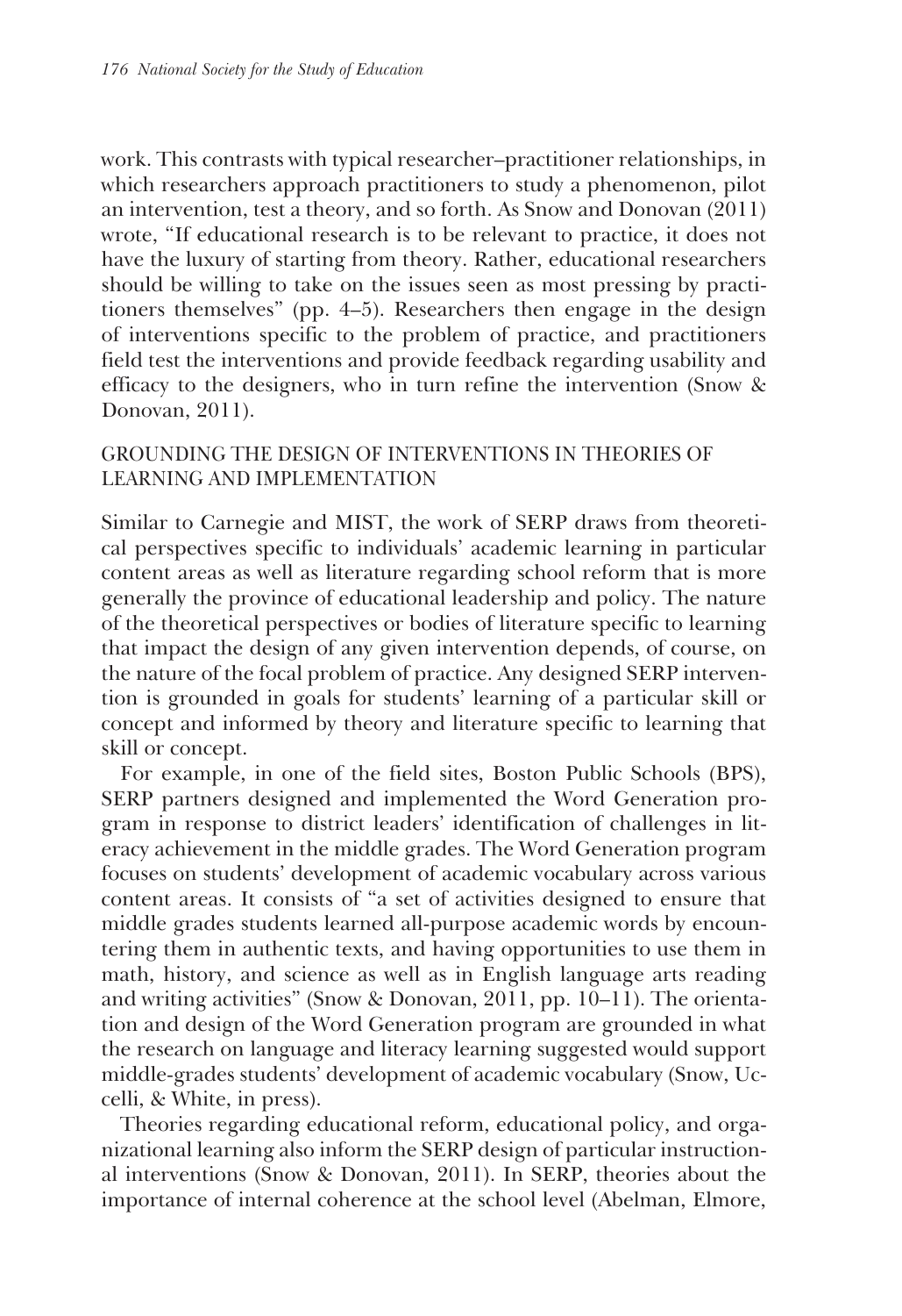work. This contrasts with typical researcher–practitioner relationships, in which researchers approach practitioners to study a phenomenon, pilot an intervention, test a theory, and so forth. As Snow and Donovan (2011) wrote, "If educational research is to be relevant to practice, it does not have the luxury of starting from theory. Rather, educational researchers should be willing to take on the issues seen as most pressing by practitioners themselves" (pp. 4–5). Researchers then engage in the design of interventions specific to the problem of practice, and practitioners field test the interventions and provide feedback regarding usability and efficacy to the designers, who in turn refine the intervention (Snow & Donovan, 2011).

## GROUNDING THE DESIGN OF INTERVENTIONS IN THEORIES OF LEARNING AND IMPLEMENTATION

Similar to Carnegie and MIST, the work of SERP draws from theoretical perspectives specific to individuals' academic learning in particular content areas as well as literature regarding school reform that is more generally the province of educational leadership and policy. The nature of the theoretical perspectives or bodies of literature specific to learning that impact the design of any given intervention depends, of course, on the nature of the focal problem of practice. Any designed SERP intervention is grounded in goals for students' learning of a particular skill or concept and informed by theory and literature specific to learning that skill or concept.

For example, in one of the field sites, Boston Public Schools (BPS), SERP partners designed and implemented the Word Generation program in response to district leaders' identification of challenges in literacy achievement in the middle grades. The Word Generation program focuses on students' development of academic vocabulary across various content areas. It consists of "a set of activities designed to ensure that middle grades students learned all-purpose academic words by encountering them in authentic texts, and having opportunities to use them in math, history, and science as well as in English language arts reading and writing activities" (Snow & Donovan, 2011, pp. 10–11). The orientation and design of the Word Generation program are grounded in what the research on language and literacy learning suggested would support middle-grades students' development of academic vocabulary (Snow, Uccelli, & White, in press).

Theories regarding educational reform, educational policy, and organizational learning also inform the SERP design of particular instructional interventions (Snow & Donovan, 2011). In SERP, theories about the importance of internal coherence at the school level (Abelman, Elmore,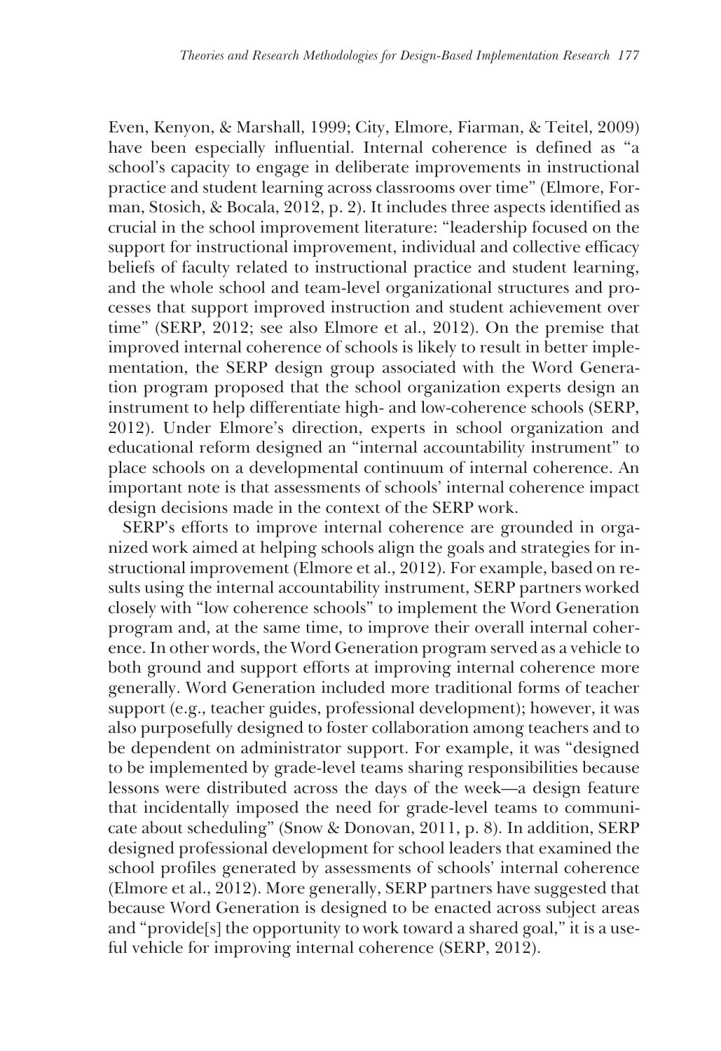Even, Kenyon, & Marshall, 1999; City, Elmore, Fiarman, & Teitel, 2009) have been especially influential. Internal coherence is defined as "a school's capacity to engage in deliberate improvements in instructional practice and student learning across classrooms over time" (Elmore, Forman, Stosich, & Bocala, 2012, p. 2). It includes three aspects identified as crucial in the school improvement literature: "leadership focused on the support for instructional improvement, individual and collective efficacy beliefs of faculty related to instructional practice and student learning, and the whole school and team-level organizational structures and processes that support improved instruction and student achievement over time" (SERP, 2012; see also Elmore et al., 2012). On the premise that improved internal coherence of schools is likely to result in better implementation, the SERP design group associated with the Word Generation program proposed that the school organization experts design an instrument to help differentiate high- and low-coherence schools (SERP, 2012). Under Elmore's direction, experts in school organization and educational reform designed an "internal accountability instrument" to place schools on a developmental continuum of internal coherence. An important note is that assessments of schools' internal coherence impact design decisions made in the context of the SERP work.

SERP's efforts to improve internal coherence are grounded in organized work aimed at helping schools align the goals and strategies for instructional improvement (Elmore et al., 2012). For example, based on results using the internal accountability instrument, SERP partners worked closely with "low coherence schools" to implement the Word Generation program and, at the same time, to improve their overall internal coherence. In other words, the Word Generation program served as a vehicle to both ground and support efforts at improving internal coherence more generally. Word Generation included more traditional forms of teacher support (e.g., teacher guides, professional development); however, it was also purposefully designed to foster collaboration among teachers and to be dependent on administrator support. For example, it was "designed to be implemented by grade-level teams sharing responsibilities because lessons were distributed across the days of the week—a design feature that incidentally imposed the need for grade-level teams to communicate about scheduling" (Snow & Donovan, 2011, p. 8). In addition, SERP designed professional development for school leaders that examined the school profiles generated by assessments of schools' internal coherence (Elmore et al., 2012). More generally, SERP partners have suggested that because Word Generation is designed to be enacted across subject areas and "provide[s] the opportunity to work toward a shared goal," it is a useful vehicle for improving internal coherence (SERP, 2012).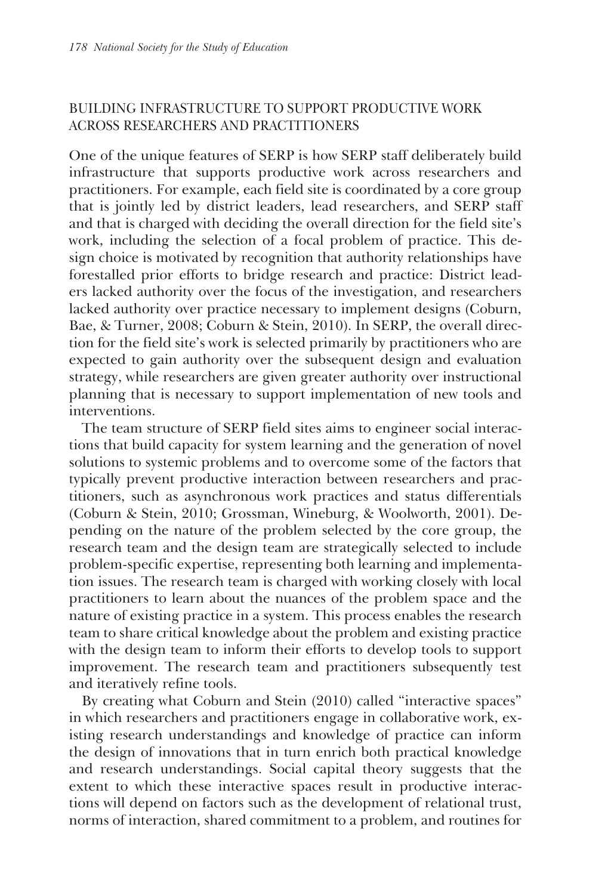## BUILDING INFRASTRUCTURE TO SUPPORT PRODUCTIVE WORK ACROSS RESEARCHERS AND PRACTITIONERS

One of the unique features of SERP is how SERP staff deliberately build infrastructure that supports productive work across researchers and practitioners. For example, each field site is coordinated by a core group that is jointly led by district leaders, lead researchers, and SERP staff and that is charged with deciding the overall direction for the field site's work, including the selection of a focal problem of practice. This design choice is motivated by recognition that authority relationships have forestalled prior efforts to bridge research and practice: District leaders lacked authority over the focus of the investigation, and researchers lacked authority over practice necessary to implement designs (Coburn, Bae, & Turner, 2008; Coburn & Stein, 2010). In SERP, the overall direction for the field site's work is selected primarily by practitioners who are expected to gain authority over the subsequent design and evaluation strategy, while researchers are given greater authority over instructional planning that is necessary to support implementation of new tools and interventions.

The team structure of SERP field sites aims to engineer social interactions that build capacity for system learning and the generation of novel solutions to systemic problems and to overcome some of the factors that typically prevent productive interaction between researchers and practitioners, such as asynchronous work practices and status differentials (Coburn & Stein, 2010; Grossman, Wineburg, & Woolworth, 2001). Depending on the nature of the problem selected by the core group, the research team and the design team are strategically selected to include problem-specific expertise, representing both learning and implementation issues. The research team is charged with working closely with local practitioners to learn about the nuances of the problem space and the nature of existing practice in a system. This process enables the research team to share critical knowledge about the problem and existing practice with the design team to inform their efforts to develop tools to support improvement. The research team and practitioners subsequently test and iteratively refine tools.

By creating what Coburn and Stein (2010) called "interactive spaces" in which researchers and practitioners engage in collaborative work, existing research understandings and knowledge of practice can inform the design of innovations that in turn enrich both practical knowledge and research understandings. Social capital theory suggests that the extent to which these interactive spaces result in productive interactions will depend on factors such as the development of relational trust, norms of interaction, shared commitment to a problem, and routines for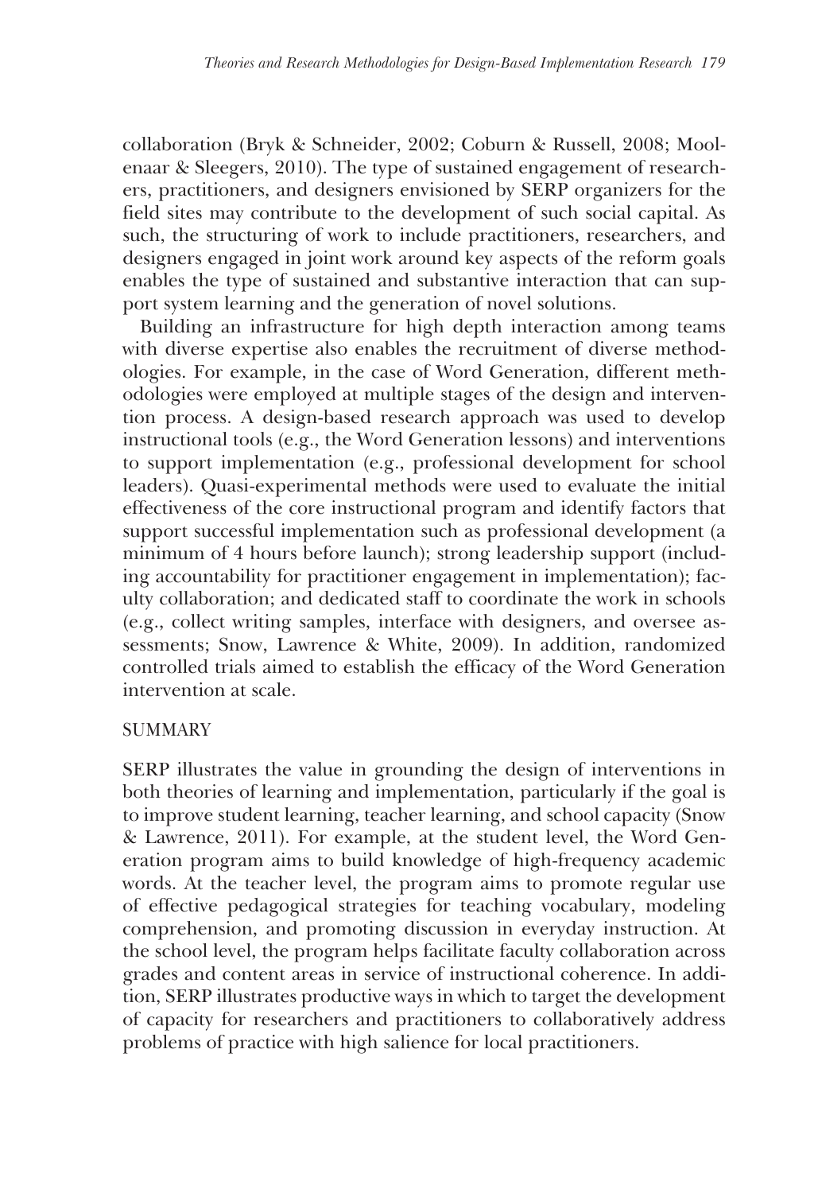collaboration (Bryk & Schneider, 2002; Coburn & Russell, 2008; Moolenaar & Sleegers, 2010). The type of sustained engagement of researchers, practitioners, and designers envisioned by SERP organizers for the field sites may contribute to the development of such social capital. As such, the structuring of work to include practitioners, researchers, and designers engaged in joint work around key aspects of the reform goals enables the type of sustained and substantive interaction that can support system learning and the generation of novel solutions.

Building an infrastructure for high depth interaction among teams with diverse expertise also enables the recruitment of diverse methodologies. For example, in the case of Word Generation, different methodologies were employed at multiple stages of the design and intervention process. A design-based research approach was used to develop instructional tools (e.g., the Word Generation lessons) and interventions to support implementation (e.g., professional development for school leaders). Quasi-experimental methods were used to evaluate the initial effectiveness of the core instructional program and identify factors that support successful implementation such as professional development (a minimum of 4 hours before launch); strong leadership support (including accountability for practitioner engagement in implementation); faculty collaboration; and dedicated staff to coordinate the work in schools (e.g., collect writing samples, interface with designers, and oversee assessments; Snow, Lawrence & White, 2009). In addition, randomized controlled trials aimed to establish the efficacy of the Word Generation intervention at scale.

## SUMMARY

SERP illustrates the value in grounding the design of interventions in both theories of learning and implementation, particularly if the goal is to improve student learning, teacher learning, and school capacity (Snow & Lawrence, 2011). For example, at the student level, the Word Generation program aims to build knowledge of high-frequency academic words. At the teacher level, the program aims to promote regular use of effective pedagogical strategies for teaching vocabulary, modeling comprehension, and promoting discussion in everyday instruction. At the school level, the program helps facilitate faculty collaboration across grades and content areas in service of instructional coherence. In addition, SERP illustrates productive ways in which to target the development of capacity for researchers and practitioners to collaboratively address problems of practice with high salience for local practitioners.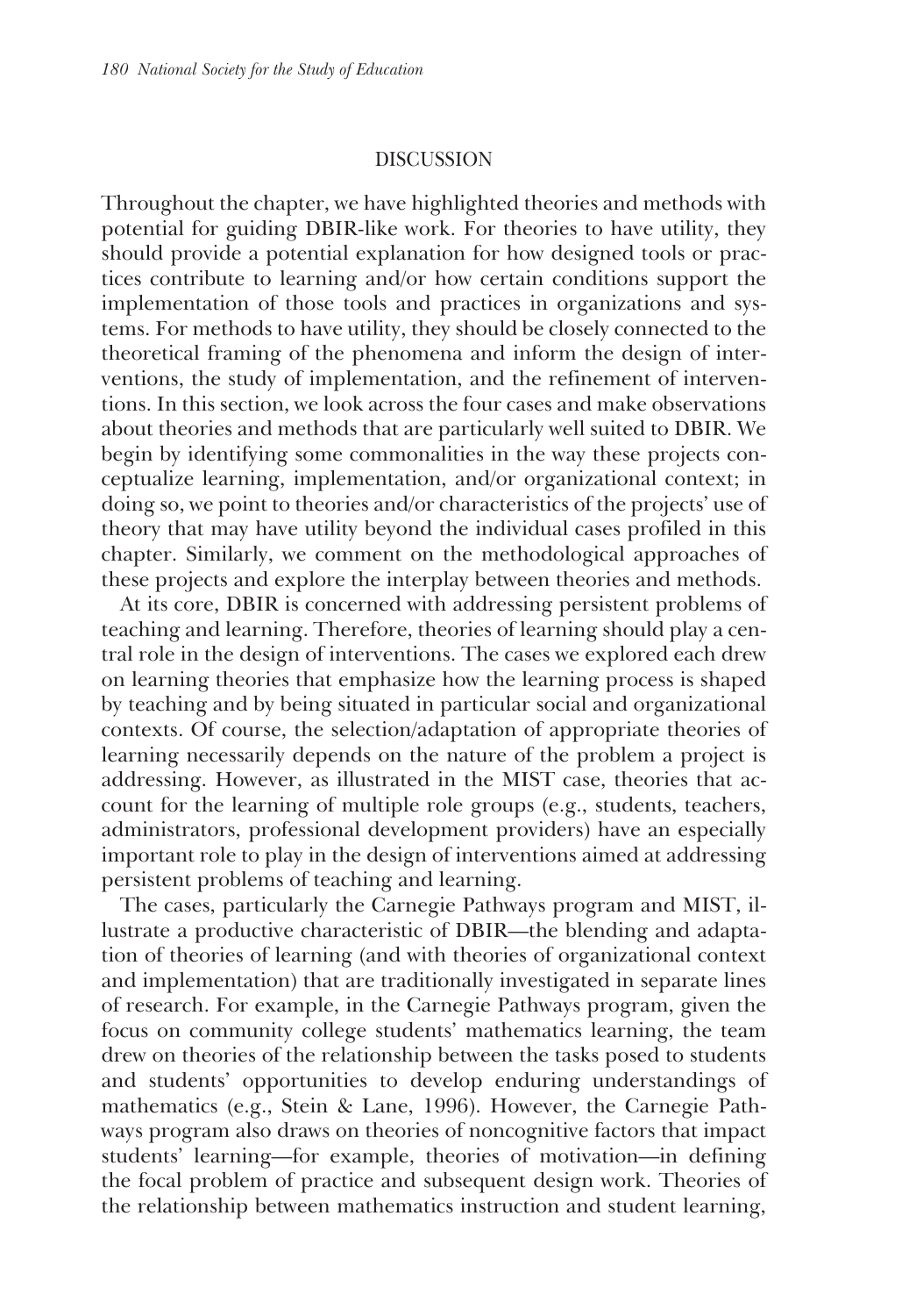## DISCUSSION

Throughout the chapter, we have highlighted theories and methods with potential for guiding DBIR-like work. For theories to have utility, they should provide a potential explanation for how designed tools or practices contribute to learning and/or how certain conditions support the implementation of those tools and practices in organizations and systems. For methods to have utility, they should be closely connected to the theoretical framing of the phenomena and inform the design of interventions, the study of implementation, and the refinement of interventions. In this section, we look across the four cases and make observations about theories and methods that are particularly well suited to DBIR. We begin by identifying some commonalities in the way these projects conceptualize learning, implementation, and/or organizational context; in doing so, we point to theories and/or characteristics of the projects' use of theory that may have utility beyond the individual cases profiled in this chapter. Similarly, we comment on the methodological approaches of these projects and explore the interplay between theories and methods.

At its core, DBIR is concerned with addressing persistent problems of teaching and learning. Therefore, theories of learning should play a central role in the design of interventions. The cases we explored each drew on learning theories that emphasize how the learning process is shaped by teaching and by being situated in particular social and organizational contexts. Of course, the selection/adaptation of appropriate theories of learning necessarily depends on the nature of the problem a project is addressing. However, as illustrated in the MIST case, theories that account for the learning of multiple role groups (e.g., students, teachers, administrators, professional development providers) have an especially important role to play in the design of interventions aimed at addressing persistent problems of teaching and learning.

The cases, particularly the Carnegie Pathways program and MIST, illustrate a productive characteristic of DBIR—the blending and adaptation of theories of learning (and with theories of organizational context and implementation) that are traditionally investigated in separate lines of research. For example, in the Carnegie Pathways program, given the focus on community college students' mathematics learning, the team drew on theories of the relationship between the tasks posed to students and students' opportunities to develop enduring understandings of mathematics (e.g., Stein & Lane, 1996). However, the Carnegie Pathways program also draws on theories of noncognitive factors that impact students' learning—for example, theories of motivation—in defining the focal problem of practice and subsequent design work. Theories of the relationship between mathematics instruction and student learning,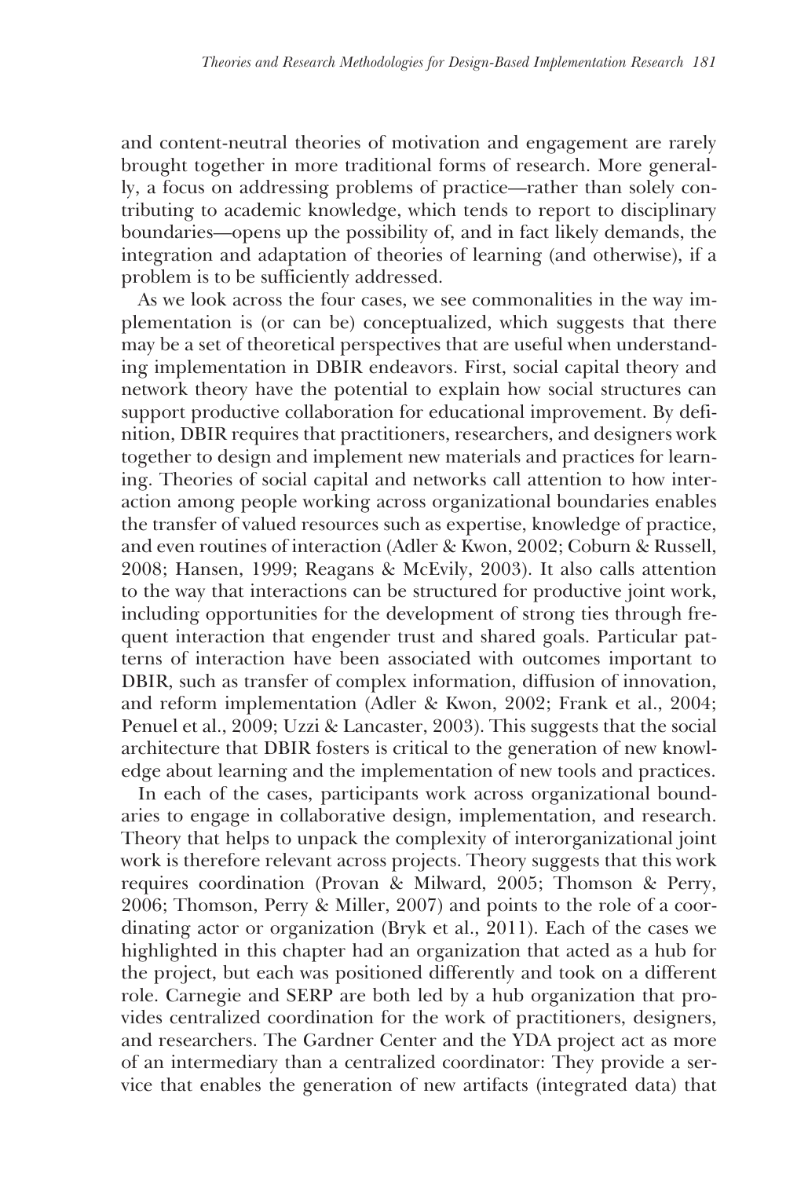and content-neutral theories of motivation and engagement are rarely brought together in more traditional forms of research. More generally, a focus on addressing problems of practice—rather than solely contributing to academic knowledge, which tends to report to disciplinary boundaries—opens up the possibility of, and in fact likely demands, the integration and adaptation of theories of learning (and otherwise), if a problem is to be sufficiently addressed.

As we look across the four cases, we see commonalities in the way implementation is (or can be) conceptualized, which suggests that there may be a set of theoretical perspectives that are useful when understanding implementation in DBIR endeavors. First, social capital theory and network theory have the potential to explain how social structures can support productive collaboration for educational improvement. By definition, DBIR requires that practitioners, researchers, and designers work together to design and implement new materials and practices for learning. Theories of social capital and networks call attention to how interaction among people working across organizational boundaries enables the transfer of valued resources such as expertise, knowledge of practice, and even routines of interaction (Adler & Kwon, 2002; Coburn & Russell, 2008; Hansen, 1999; Reagans & McEvily, 2003). It also calls attention to the way that interactions can be structured for productive joint work, including opportunities for the development of strong ties through frequent interaction that engender trust and shared goals. Particular patterns of interaction have been associated with outcomes important to DBIR, such as transfer of complex information, diffusion of innovation, and reform implementation (Adler & Kwon, 2002; Frank et al., 2004; Penuel et al., 2009; Uzzi & Lancaster, 2003). This suggests that the social architecture that DBIR fosters is critical to the generation of new knowledge about learning and the implementation of new tools and practices.

In each of the cases, participants work across organizational boundaries to engage in collaborative design, implementation, and research. Theory that helps to unpack the complexity of interorganizational joint work is therefore relevant across projects. Theory suggests that this work requires coordination (Provan & Milward, 2005; Thomson & Perry, 2006; Thomson, Perry & Miller, 2007) and points to the role of a coordinating actor or organization (Bryk et al., 2011). Each of the cases we highlighted in this chapter had an organization that acted as a hub for the project, but each was positioned differently and took on a different role. Carnegie and SERP are both led by a hub organization that provides centralized coordination for the work of practitioners, designers, and researchers. The Gardner Center and the YDA project act as more of an intermediary than a centralized coordinator: They provide a service that enables the generation of new artifacts (integrated data) that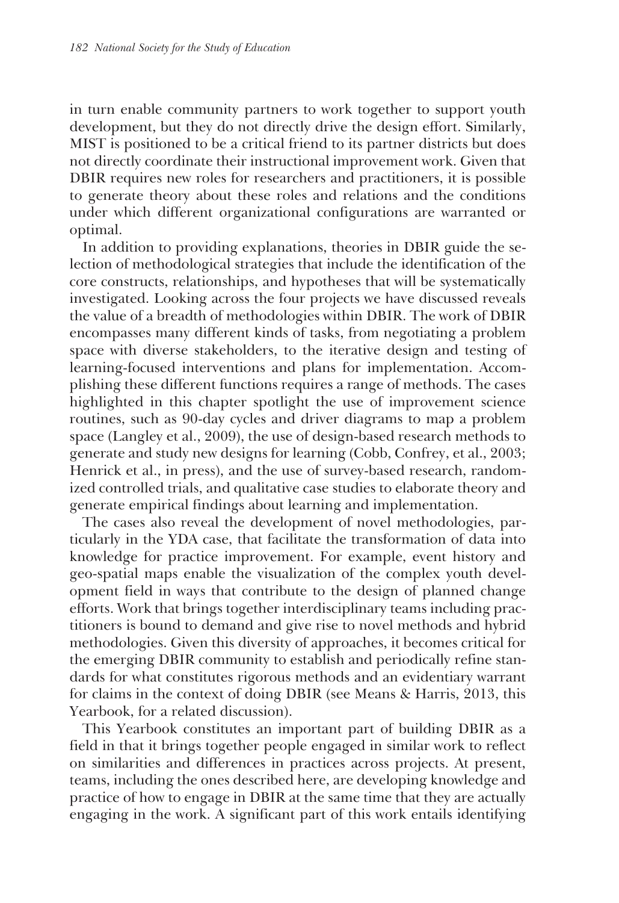in turn enable community partners to work together to support youth development, but they do not directly drive the design effort. Similarly, MIST is positioned to be a critical friend to its partner districts but does not directly coordinate their instructional improvement work. Given that DBIR requires new roles for researchers and practitioners, it is possible to generate theory about these roles and relations and the conditions under which different organizational configurations are warranted or optimal.

In addition to providing explanations, theories in DBIR guide the selection of methodological strategies that include the identification of the core constructs, relationships, and hypotheses that will be systematically investigated. Looking across the four projects we have discussed reveals the value of a breadth of methodologies within DBIR. The work of DBIR encompasses many different kinds of tasks, from negotiating a problem space with diverse stakeholders, to the iterative design and testing of learning-focused interventions and plans for implementation. Accomplishing these different functions requires a range of methods. The cases highlighted in this chapter spotlight the use of improvement science routines, such as 90-day cycles and driver diagrams to map a problem space (Langley et al., 2009), the use of design-based research methods to generate and study new designs for learning (Cobb, Confrey, et al., 2003; Henrick et al., in press), and the use of survey-based research, randomized controlled trials, and qualitative case studies to elaborate theory and generate empirical findings about learning and implementation.

The cases also reveal the development of novel methodologies, particularly in the YDA case, that facilitate the transformation of data into knowledge for practice improvement. For example, event history and geo-spatial maps enable the visualization of the complex youth development field in ways that contribute to the design of planned change efforts. Work that brings together interdisciplinary teams including practitioners is bound to demand and give rise to novel methods and hybrid methodologies. Given this diversity of approaches, it becomes critical for the emerging DBIR community to establish and periodically refine standards for what constitutes rigorous methods and an evidentiary warrant for claims in the context of doing DBIR (see Means & Harris, 2013, this Yearbook, for a related discussion).

This Yearbook constitutes an important part of building DBIR as a field in that it brings together people engaged in similar work to reflect on similarities and differences in practices across projects. At present, teams, including the ones described here, are developing knowledge and practice of how to engage in DBIR at the same time that they are actually engaging in the work. A significant part of this work entails identifying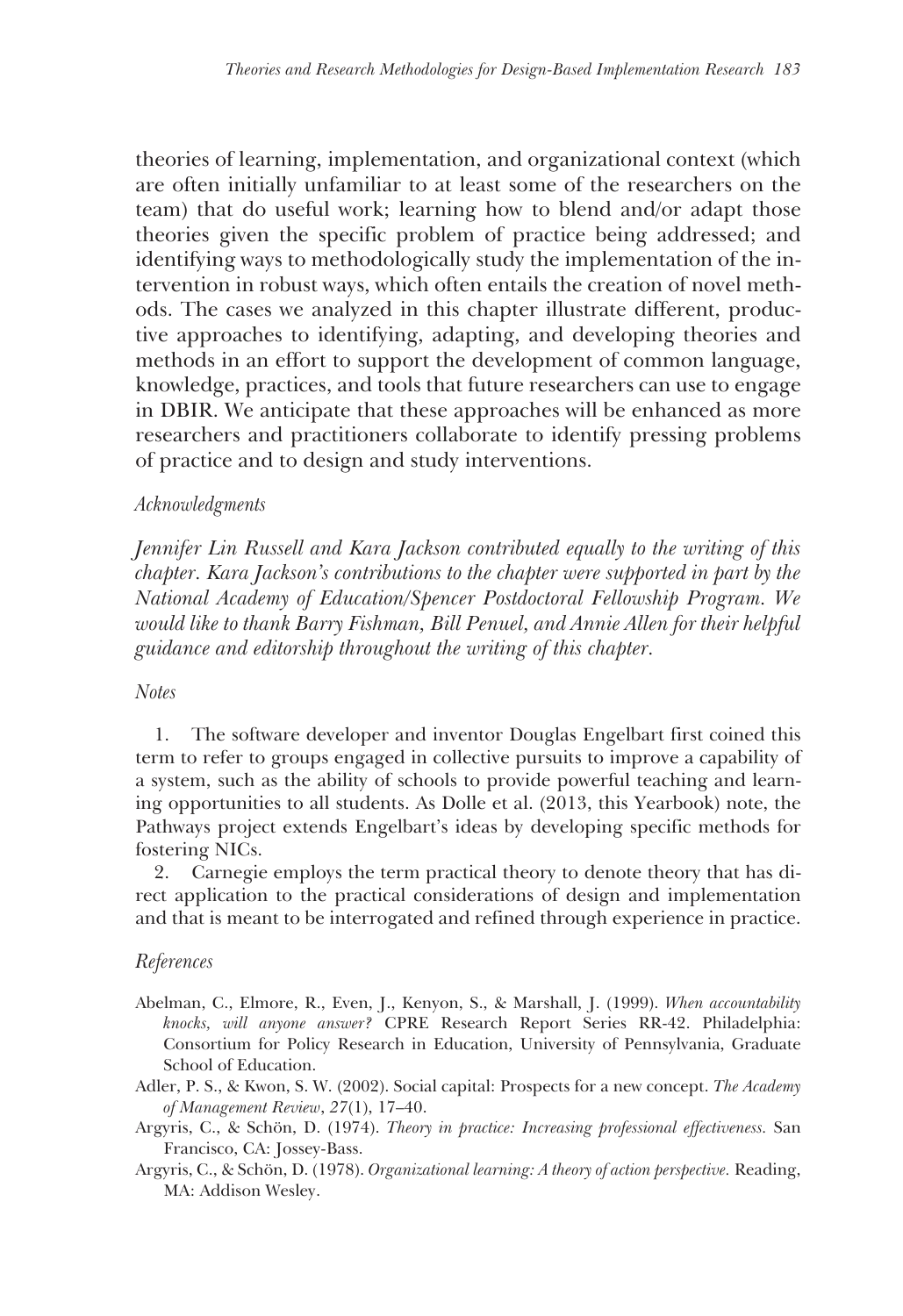theories of learning, implementation, and organizational context (which are often initially unfamiliar to at least some of the researchers on the team) that do useful work; learning how to blend and/or adapt those theories given the specific problem of practice being addressed; and identifying ways to methodologically study the implementation of the intervention in robust ways, which often entails the creation of novel methods. The cases we analyzed in this chapter illustrate different, productive approaches to identifying, adapting, and developing theories and methods in an effort to support the development of common language, knowledge, practices, and tools that future researchers can use to engage in DBIR. We anticipate that these approaches will be enhanced as more researchers and practitioners collaborate to identify pressing problems of practice and to design and study interventions.

### *Acknowledgments*

*Jennifer Lin Russell and Kara Jackson contributed equally to the writing of this chapter. Kara Jackson's contributions to the chapter were supported in part by the National Academy of Education/Spencer Postdoctoral Fellowship Program. We would like to thank Barry Fishman, Bill Penuel, and Annie Allen for their helpful guidance and editorship throughout the writing of this chapter.*

### *Notes*

1. The software developer and inventor Douglas Engelbart first coined this term to refer to groups engaged in collective pursuits to improve a capability of a system, such as the ability of schools to provide powerful teaching and learning opportunities to all students. As Dolle et al. (2013, this Yearbook) note, the Pathways project extends Engelbart's ideas by developing specific methods for fostering NICs.
2. Carnegie employs the term practical theory to denote theory that has direct application to the practical considerations of design and implementation and that is meant to be interrogated and refined through experience in practice.

### *References*

Abelman, C., Elmore, R., Even, J., Kenyon, S., & Marshall, J. (1999). *When accountability knocks, will anyone answer?* CPRE Research Report Series RR-42. Philadelphia: Consortium for Policy Research in Education, University of Pennsylvania, Graduate School of Education.

Adler, P. S., & Kwon, S. W. (2002). Social capital: Prospects for a new concept. *The Academy of Management Review*, *27*(1), 17–40.

Argyris, C., & Schön, D. (1974). *Theory in practice: Increasing professional effectiveness.* San Francisco, CA: Jossey-Bass.

Argyris, C., & Schön, D. (1978). *Organizational learning: A theory of action perspective.* Reading, MA: Addison Wesley.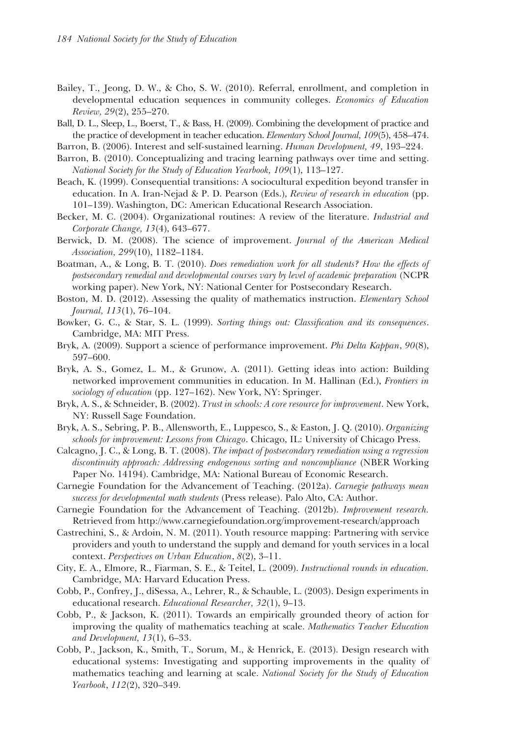Bailey, T., Jeong, D. W., & Cho, S. W. (2010). Referral, enrollment, and completion in developmental education sequences in community colleges. *Economics of Education Review, 29*(2), 255–270.

Ball, D. L., Sleep, L., Boerst, T., & Bass, H. (2009). Combining the development of practice and the practice of development in teacher education. *Elementary School Journal, 109*(5), 458–474.

Barron, B. (2006). Interest and self-sustained learning. *Human Development, 49*, 193–224.

Barron, B. (2010). Conceptualizing and tracing learning pathways over time and setting. *National Society for the Study of Education Yearbook, 109*(1), 113–127.

Beach, K. (1999). Consequential transitions: A sociocultural expedition beyond transfer in education. In A. Iran-Nejad & P. D. Pearson (Eds.), *Review of research in education* (pp. 101–139). Washington, DC: American Educational Research Association.

Becker, M. C. (2004). Organizational routines: A review of the literature. *Industrial and Corporate Change, 13*(4), 643–677.

Berwick, D. M. (2008). The science of improvement. *Journal of the American Medical Association, 299*(10), 1182–1184.

Boatman, A., & Long, B. T. (2010). *Does remediation work for all students? How the effects of postsecondary remedial and developmental courses vary by level of academic preparation* (NCPR working paper). New York, NY: National Center for Postsecondary Research.

Boston, M. D. (2012). Assessing the quality of mathematics instruction. *Elementary School Journal, 113*(1), 76–104.

Bowker, G. C., & Star, S. L. (1999). *Sorting things out: Classification and its consequences*. Cambridge, MA: MIT Press.

Bryk, A. (2009). Support a science of performance improvement. *Phi Delta Kappan*, *90*(8), 597–600.

Bryk, A. S., Gomez, L. M., & Grunow, A. (2011). Getting ideas into action: Building networked improvement communities in education. In M. Hallinan (Ed.), *Frontiers in sociology of education* (pp. 127–162). New York, NY: Springer.

Bryk, A. S., & Schneider, B. (2002). *Trust in schools: A core resource for improvement*. New York, NY: Russell Sage Foundation.

Bryk, A. S., Sebring, P. B., Allensworth, E., Luppesco, S., & Easton, J. Q. (2010). *Organizing schools for improvement: Lessons from Chicago*. Chicago, IL: University of Chicago Press.

Calcagno, J. C., & Long, B. T. (2008). *The impact of postsecondary remediation using a regression discontinuity approach: Addressing endogenous sorting and noncompliance* (NBER Working Paper No. 14194). Cambridge, MA: National Bureau of Economic Research.

Carnegie Foundation for the Advancement of Teaching. (2012a). *Carnegie pathways mean success for developmental math students* (Press release). Palo Alto, CA: Author.

Carnegie Foundation for the Advancement of Teaching. (2012b). *Improvement research.* Retrieved from http://www.carnegiefoundation.org/improvement-research/approach

Castrechini, S., & Ardoin, N. M. (2011). Youth resource mapping: Partnering with service providers and youth to understand the supply and demand for youth services in a local context. *Perspectives on Urban Education*, *8*(2), 3–11.

City, E. A., Elmore, R., Fiarman, S. E., & Teitel, L. (2009). *Instructional rounds in education.* Cambridge, MA: Harvard Education Press.

Cobb, P., Confrey, J., diSessa, A., Lehrer, R., & Schauble, L. (2003). Design experiments in educational research. *Educational Researcher, 32*(1), 9–13.

Cobb, P., & Jackson, K. (2011). Towards an empirically grounded theory of action for improving the quality of mathematics teaching at scale. *Mathematics Teacher Education and Development, 13*(1), 6–33.

Cobb, P., Jackson, K., Smith, T., Sorum, M., & Henrick, E. (2013). Design research with educational systems: Investigating and supporting improvements in the quality of mathematics teaching and learning at scale. *National Society for the Study of Education Yearbook*, *112*(2), 320–349.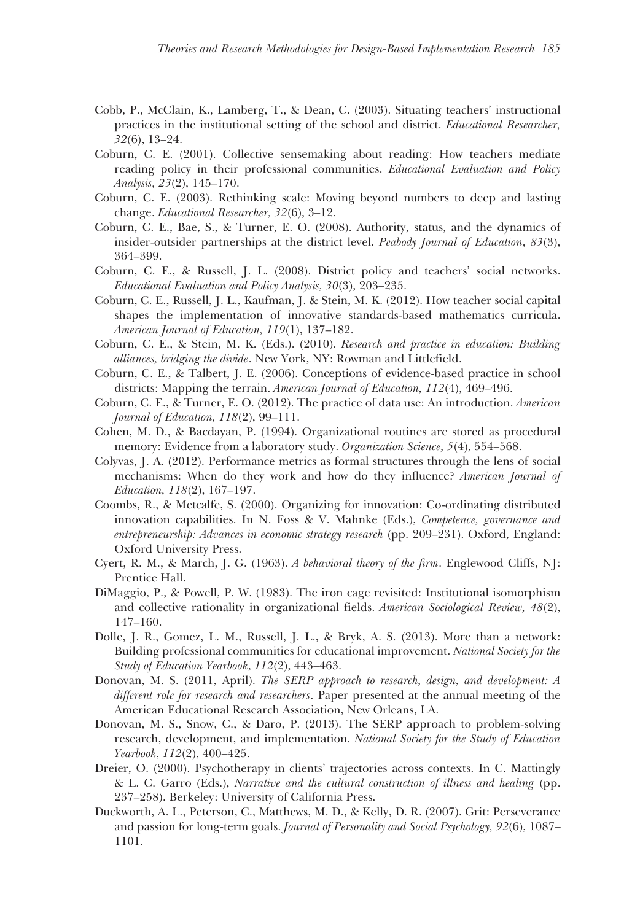Cobb, P., McClain, K., Lamberg, T., & Dean, C. (2003). Situating teachers' instructional practices in the institutional setting of the school and district. *Educational Researcher, 32*(6), 13–24.

Coburn, C. E. (2001). Collective sensemaking about reading: How teachers mediate reading policy in their professional communities. *Educational Evaluation and Policy Analysis, 23*(2), 145–170.

Coburn, C. E. (2003). Rethinking scale: Moving beyond numbers to deep and lasting change. *Educational Researcher, 32*(6), 3–12.

Coburn, C. E., Bae, S., & Turner, E. O. (2008). Authority, status, and the dynamics of insider-outsider partnerships at the district level. *Peabody Journal of Education*, *83*(3), 364–399.

Coburn, C. E., & Russell, J. L. (2008). District policy and teachers' social networks. *Educational Evaluation and Policy Analysis, 30*(3), 203–235.

Coburn, C. E., Russell, J. L., Kaufman, J. & Stein, M. K. (2012). How teacher social capital shapes the implementation of innovative standards-based mathematics curricula. *American Journal of Education, 119*(1), 137–182.

Coburn, C. E., & Stein, M. K. (Eds.). (2010). *Research and practice in education: Building alliances, bridging the divide*. New York, NY: Rowman and Littlefield.

Coburn, C. E., & Talbert, J. E. (2006). Conceptions of evidence-based practice in school districts: Mapping the terrain. *American Journal of Education, 112*(4), 469–496.

Coburn, C. E., & Turner, E. O. (2012). The practice of data use: An introduction. *American Journal of Education, 118*(2), 99–111.

Cohen, M. D., & Bacdayan, P. (1994). Organizational routines are stored as procedural memory: Evidence from a laboratory study. *Organization Science, 5*(4), 554–568.

Colyvas, J. A. (2012). Performance metrics as formal structures through the lens of social mechanisms: When do they work and how do they influence? *American Journal of Education, 118*(2), 167–197.

Coombs, R., & Metcalfe, S. (2000). Organizing for innovation: Co-ordinating distributed innovation capabilities. In N. Foss & V. Mahnke (Eds.), *Competence, governance and entrepreneurship: Advances in economic strategy research* (pp. 209–231). Oxford, England: Oxford University Press.

Cyert, R. M., & March, J. G. (1963). *A behavioral theory of the firm*. Englewood Cliffs, NJ: Prentice Hall.

DiMaggio, P., & Powell, P. W. (1983). The iron cage revisited: Institutional isomorphism and collective rationality in organizational fields. *American Sociological Review, 48*(2), 147–160.

Dolle, J. R., Gomez, L. M., Russell, J. L., & Bryk, A. S. (2013). More than a network: Building professional communities for educational improvement. *National Society for the Study of Education Yearbook*, *112*(2), 443–463.

Donovan, M. S. (2011, April). *The SERP approach to research, design, and development: A different role for research and researchers*. Paper presented at the annual meeting of the American Educational Research Association, New Orleans, LA.

Donovan, M. S., Snow, C., & Daro, P. (2013). The SERP approach to problem-solving research, development, and implementation. *National Society for the Study of Education Yearbook*, *112*(2), 400–425.

Dreier, O. (2000). Psychotherapy in clients' trajectories across contexts. In C. Mattingly & L. C. Garro (Eds.), *Narrative and the cultural construction of illness and healing* (pp. 237–258). Berkeley: University of California Press.

Duckworth, A. L., Peterson, C., Matthews, M. D., & Kelly, D. R. (2007). Grit: Perseverance and passion for long-term goals. *Journal of Personality and Social Psychology, 92*(6), 1087–1101.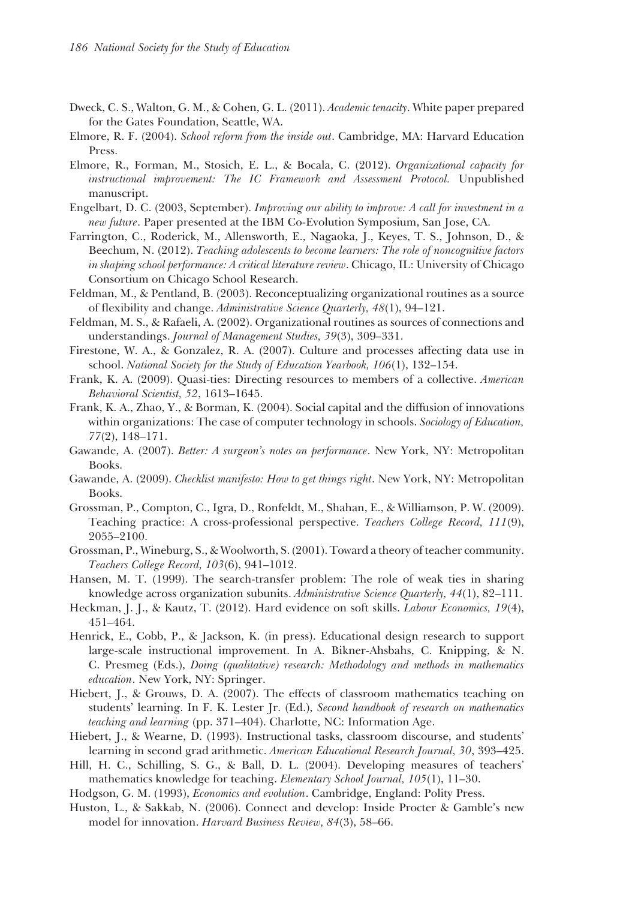Dweck, C. S., Walton, G. M., & Cohen, G. L. (2011). *Academic tenacity*. White paper prepared for the Gates Foundation, Seattle, WA.

Elmore, R. F. (2004). *School reform from the inside out*. Cambridge, MA: Harvard Education Press.

Elmore, R., Forman, M., Stosich, E. L., & Bocala, C. (2012). *Organizational capacity for instructional improvement: The IC Framework and Assessment Protocol.* Unpublished manuscript.

Engelbart, D. C. (2003, September). *Improving our ability to improve: A call for investment in a new future*. Paper presented at the IBM Co-Evolution Symposium, San Jose, CA.

Farrington, C., Roderick, M., Allensworth, E., Nagaoka, J., Keyes, T. S., Johnson, D., & Beechum, N. (2012). *Teaching adolescents to become learners: The role of noncognitive factors in shaping school performance: A critical literature review*. Chicago, IL: University of Chicago Consortium on Chicago School Research.

Feldman, M., & Pentland, B. (2003). Reconceptualizing organizational routines as a source of flexibility and change. *Administrative Science Quarterly, 48*(1), 94–121.

Feldman, M. S., & Rafaeli, A. (2002). Organizational routines as sources of connections and understandings. *Journal of Management Studies, 39*(3), 309–331.

Firestone, W. A., & Gonzalez, R. A. (2007). Culture and processes affecting data use in school. *National Society for the Study of Education Yearbook, 106*(1), 132–154.

Frank, K. A. (2009). Quasi-ties: Directing resources to members of a collective. *American Behavioral Scientist, 52*, 1613–1645.

Frank, K. A., Zhao, Y., & Borman, K. (2004). Social capital and the diffusion of innovations within organizations: The case of computer technology in schools. *Sociology of Education, 77*(2), 148–171.

Gawande, A. (2007). *Better: A surgeon's notes on performance*. New York, NY: Metropolitan Books.

Gawande, A. (2009). *Checklist manifesto: How to get things right*. New York, NY: Metropolitan Books.

Grossman, P., Compton, C., Igra, D., Ronfeldt, M., Shahan, E., & Williamson, P. W. (2009). Teaching practice: A cross-professional perspective. *Teachers College Record, 111*(9), 2055–2100.

Grossman, P., Wineburg, S., & Woolworth, S. (2001). Toward a theory of teacher community. *Teachers College Record, 103*(6), 941–1012.

Hansen, M. T. (1999). The search-transfer problem: The role of weak ties in sharing knowledge across organization subunits. *Administrative Science Quarterly, 44*(1), 82–111.

Heckman, J. J., & Kautz, T. (2012). Hard evidence on soft skills. *Labour Economics, 19*(4), 451–464.

Henrick, E., Cobb, P., & Jackson, K. (in press). Educational design research to support large-scale instructional improvement. In A. Bikner-Ahsbahs, C. Knipping, & N. C. Presmeg (Eds.), *Doing (qualitative) research: Methodology and methods in mathematics education*. New York, NY: Springer.

Hiebert, J., & Grouws, D. A. (2007). The effects of classroom mathematics teaching on students' learning. In F. K. Lester Jr. (Ed.), *Second handbook of research on mathematics teaching and learning* (pp. 371–404). Charlotte, NC: Information Age.

Hiebert, J., & Wearne, D. (1993). Instructional tasks, classroom discourse, and students' learning in second grad arithmetic. *American Educational Research Journal, 30*, 393–425.

Hill, H. C., Schilling, S. G., & Ball, D. L. (2004). Developing measures of teachers' mathematics knowledge for teaching. *Elementary School Journal, 105*(1), 11–30.

Hodgson, G. M. (1993), *Economics and evolution*. Cambridge, England: Polity Press.

Huston, L., & Sakkab, N. (2006). Connect and develop: Inside Procter & Gamble's new model for innovation. *Harvard Business Review, 84*(3), 58–66.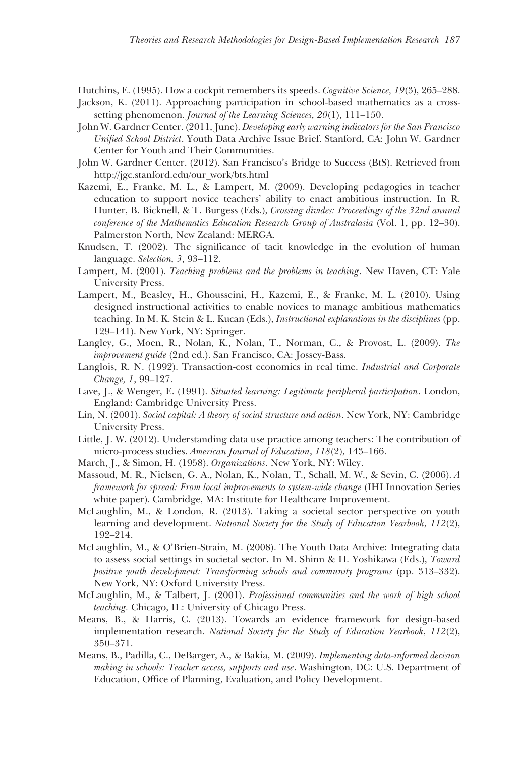Hutchins, E. (1995). How a cockpit remembers its speeds. *Cognitive Science, 19*(3), 265–288.

Jackson, K. (2011). Approaching participation in school-based mathematics as a cross-setting phenomenon. *Journal of the Learning Sciences, 20*(1), 111–150.

John W. Gardner Center. (2011, June). *Developing early warning indicators for the San Francisco Unified School District*. Youth Data Archive Issue Brief. Stanford, CA: John W. Gardner Center for Youth and Their Communities.

John W. Gardner Center. (2012). San Francisco's Bridge to Success (BtS). Retrieved from http://jgc.stanford.edu/our_work/bts.html

Kazemi, E., Franke, M. L., & Lampert, M. (2009). Developing pedagogies in teacher education to support novice teachers' ability to enact ambitious instruction. In R. Hunter, B. Bicknell, & T. Burgess (Eds.), *Crossing divides: Proceedings of the 32nd annual conference of the Mathematics Education Research Group of Australasia* (Vol. 1, pp. 12–30). Palmerston North, New Zealand: MERGA.

Knudsen, T. (2002). The significance of tacit knowledge in the evolution of human language. *Selection, 3*, 93–112.

Lampert, M. (2001). *Teaching problems and the problems in teaching*. New Haven, CT: Yale University Press.

Lampert, M., Beasley, H., Ghousseini, H., Kazemi, E., & Franke, M. L. (2010). Using designed instructional activities to enable novices to manage ambitious mathematics teaching. In M. K. Stein & L. Kucan (Eds.), *Instructional explanations in the disciplines* (pp. 129–141). New York, NY: Springer.

Langley, G., Moen, R., Nolan, K., Nolan, T., Norman, C., & Provost, L. (2009). *The improvement guide* (2nd ed.). San Francisco, CA: Jossey-Bass.

Langlois, R. N. (1992). Transaction-cost economics in real time. *Industrial and Corporate Change, 1*, 99–127.

Lave, J., & Wenger, E. (1991). *Situated learning: Legitimate peripheral participation*. London, England: Cambridge University Press.

Lin, N. (2001). *Social capital: A theory of social structure and action*. New York, NY: Cambridge University Press.

Little, J. W. (2012). Understanding data use practice among teachers: The contribution of micro-process studies. *American Journal of Education*, *118*(2), 143–166.

March, J., & Simon, H. (1958). *Organizations*. New York, NY: Wiley.

Massoud, M. R., Nielsen, G. A., Nolan, K., Nolan, T., Schall, M. W., & Sevin, C. (2006). *A framework for spread: From local improvements to system-wide change* (IHI Innovation Series white paper). Cambridge, MA: Institute for Healthcare Improvement.

McLaughlin, M., & London, R. (2013). Taking a societal sector perspective on youth learning and development. *National Society for the Study of Education Yearbook*, *112*(2), 192–214.

McLaughlin, M., & O'Brien-Strain, M. (2008). The Youth Data Archive: Integrating data to assess social settings in societal sector. In M. Shinn & H. Yoshikawa (Eds.), *Toward positive youth development: Transforming schools and community programs* (pp. 313–332). New York, NY: Oxford University Press.

McLaughlin, M., & Talbert, J. (2001). *Professional communities and the work of high school teaching.* Chicago, IL: University of Chicago Press.

Means, B., & Harris, C. (2013). Towards an evidence framework for design-based implementation research. *National Society for the Study of Education Yearbook*, *112*(2), 350–371.

Means, B., Padilla, C., DeBarger, A., & Bakia, M. (2009). *Implementing data-informed decision making in schools: Teacher access, supports and use*. Washington, DC: U.S. Department of Education, Office of Planning, Evaluation, and Policy Development.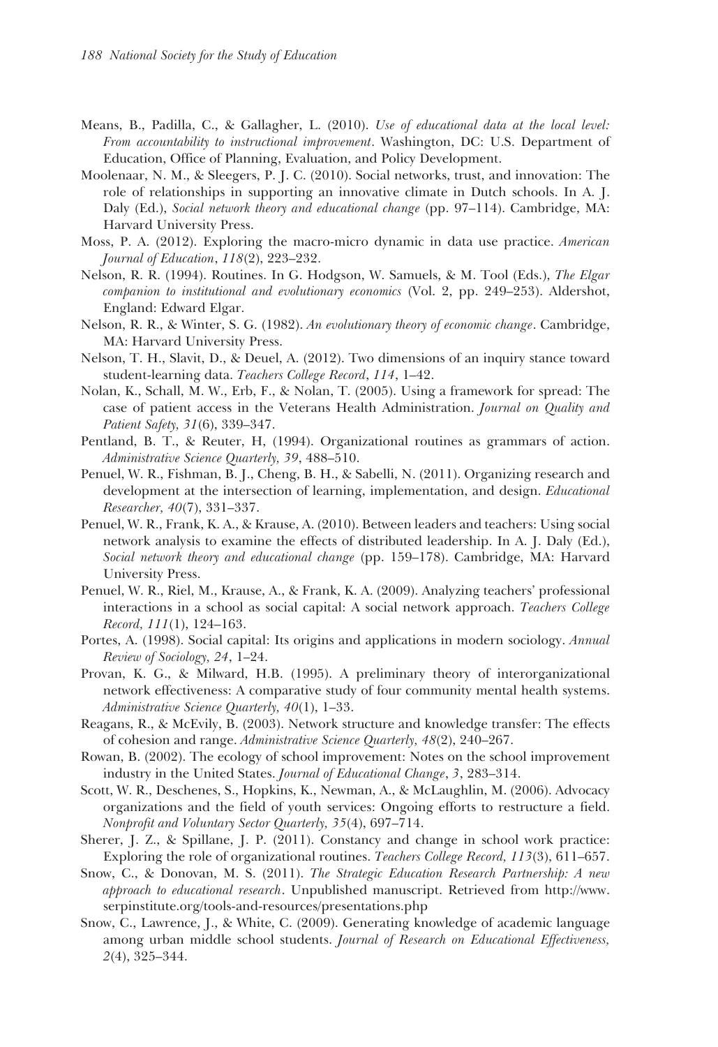Means, B., Padilla, C., & Gallagher, L. (2010). *Use of educational data at the local level: From accountability to instructional improvement*. Washington, DC: U.S. Department of Education, Office of Planning, Evaluation, and Policy Development.

Moolenaar, N. M., & Sleegers, P. J. C. (2010). Social networks, trust, and innovation: The role of relationships in supporting an innovative climate in Dutch schools. In A. J. Daly (Ed.), *Social network theory and educational change* (pp. 97–114). Cambridge, MA: Harvard University Press.

Moss, P. A. (2012). Exploring the macro-micro dynamic in data use practice. *American Journal of Education*, *118*(2), 223–232.

Nelson, R. R. (1994). Routines. In G. Hodgson, W. Samuels, & M. Tool (Eds.), *The Elgar companion to institutional and evolutionary economics* (Vol. 2, pp. 249–253). Aldershot, England: Edward Elgar.

Nelson, R. R., & Winter, S. G. (1982). *An evolutionary theory of economic change*. Cambridge, MA: Harvard University Press.

Nelson, T. H., Slavit, D., & Deuel, A. (2012). Two dimensions of an inquiry stance toward student-learning data. *Teachers College Record*, *114*, 1–42.

Nolan, K., Schall, M. W., Erb, F., & Nolan, T. (2005). Using a framework for spread: The case of patient access in the Veterans Health Administration. *Journal on Quality and Patient Safety, 31*(6), 339–347.

Pentland, B. T., & Reuter, H, (1994). Organizational routines as grammars of action. *Administrative Science Quarterly, 39*, 488–510.

Penuel, W. R., Fishman, B. J., Cheng, B. H., & Sabelli, N. (2011). Organizing research and development at the intersection of learning, implementation, and design. *Educational Researcher, 40*(7), 331–337.

Penuel, W. R., Frank, K. A., & Krause, A. (2010). Between leaders and teachers: Using social network analysis to examine the effects of distributed leadership. In A. J. Daly (Ed.), *Social network theory and educational change* (pp. 159–178). Cambridge, MA: Harvard University Press.

Penuel, W. R., Riel, M., Krause, A., & Frank, K. A. (2009). Analyzing teachers' professional interactions in a school as social capital: A social network approach. *Teachers College Record, 111*(1), 124–163.

Portes, A. (1998). Social capital: Its origins and applications in modern sociology. *Annual Review of Sociology, 24*, 1–24.

Provan, K. G., & Milward, H.B. (1995). A preliminary theory of interorganizational network effectiveness: A comparative study of four community mental health systems. *Administrative Science Quarterly, 40*(1), 1–33.

Reagans, R., & McEvily, B. (2003). Network structure and knowledge transfer: The effects of cohesion and range. *Administrative Science Quarterly, 48*(2), 240–267.

Rowan, B. (2002). The ecology of school improvement: Notes on the school improvement industry in the United States. *Journal of Educational Change*, *3*, 283–314.

Scott, W. R., Deschenes, S., Hopkins, K., Newman, A., & McLaughlin, M. (2006). Advocacy organizations and the field of youth services: Ongoing efforts to restructure a field. *Nonprofit and Voluntary Sector Quarterly, 35*(4), 697–714.

Sherer, J. Z., & Spillane, J. P. (2011). Constancy and change in school work practice: Exploring the role of organizational routines. *Teachers College Record, 113*(3), 611–657.

Snow, C., & Donovan, M. S. (2011). *The Strategic Education Research Partnership: A new approach to educational research*. Unpublished manuscript. Retrieved from http://www.serpinstitute.org/tools-and-resources/presentations.php

Snow, C., Lawrence, J., & White, C. (2009). Generating knowledge of academic language among urban middle school students. *Journal of Research on Educational Effectiveness, 2*(4), 325–344.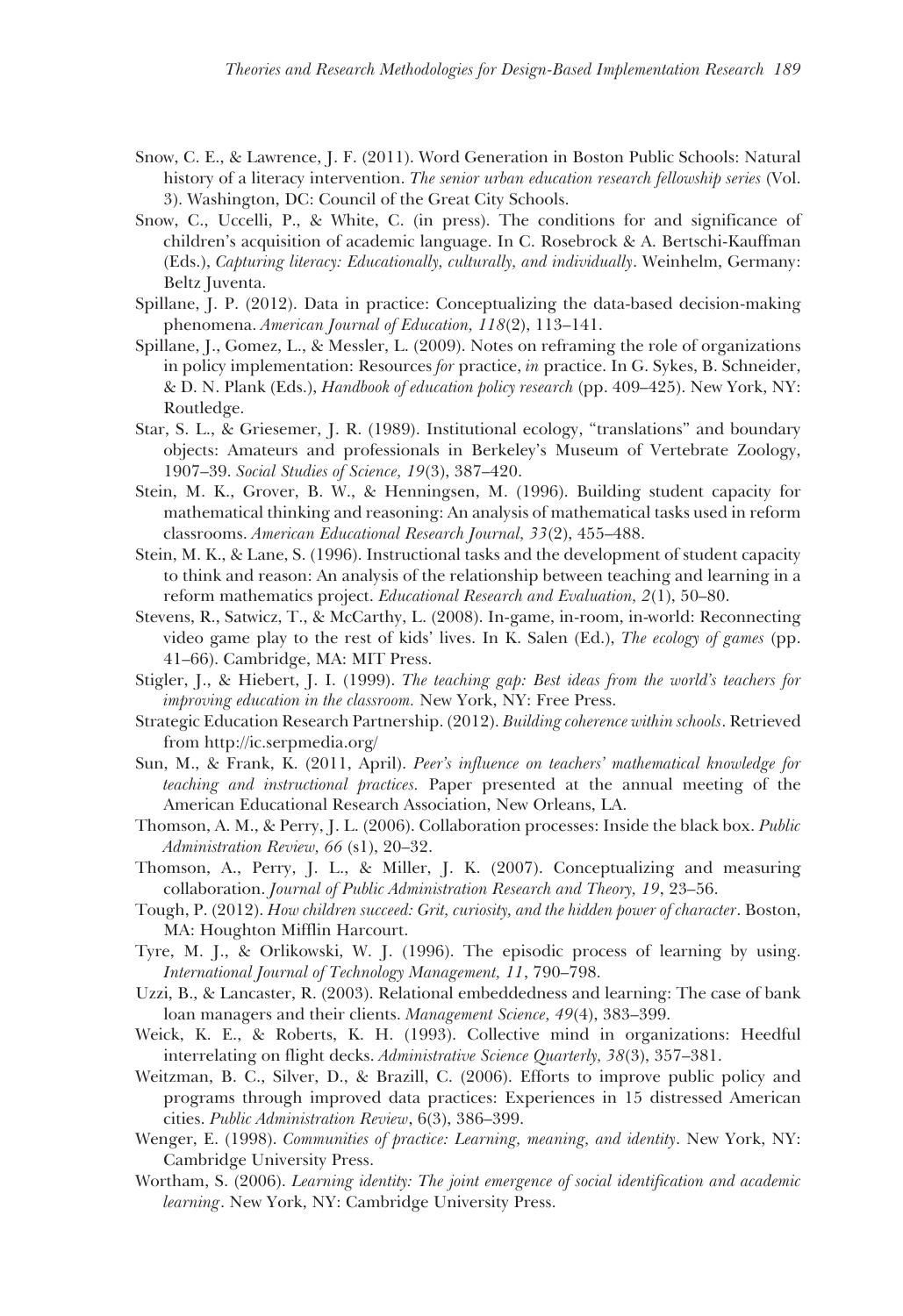Snow, C. E., & Lawrence, J. F. (2011). Word Generation in Boston Public Schools: Natural history of a literacy intervention. *The senior urban education research fellowship series* (Vol. 3). Washington, DC: Council of the Great City Schools.

Snow, C., Uccelli, P., & White, C. (in press). The conditions for and significance of children's acquisition of academic language. In C. Rosebrock & A. Bertschi-Kauffman (Eds.), *Capturing literacy: Educationally, culturally, and individually*. Weinhelm, Germany: Beltz Juventa.

Spillane, J. P. (2012). Data in practice: Conceptualizing the data-based decision-making phenomena. *American Journal of Education, 118*(2), 113–141.

Spillane, J., Gomez, L., & Messler, L. (2009). Notes on reframing the role of organizations in policy implementation: Resources *for* practice, *in* practice. In G. Sykes, B. Schneider, & D. N. Plank (Eds.), *Handbook of education policy research* (pp. 409–425). New York, NY: Routledge.

Star, S. L., & Griesemer, J. R. (1989). Institutional ecology, "translations" and boundary objects: Amateurs and professionals in Berkeley's Museum of Vertebrate Zoology, 1907–39. *Social Studies of Science, 19*(3), 387–420.

Stein, M. K., Grover, B. W., & Henningsen, M. (1996). Building student capacity for mathematical thinking and reasoning: An analysis of mathematical tasks used in reform classrooms. *American Educational Research Journal, 33*(2), 455–488.

Stein, M. K., & Lane, S. (1996). Instructional tasks and the development of student capacity to think and reason: An analysis of the relationship between teaching and learning in a reform mathematics project. *Educational Research and Evaluation, 2*(1), 50–80.

Stevens, R., Satwicz, T., & McCarthy, L. (2008). In-game, in-room, in-world: Reconnecting video game play to the rest of kids' lives. In K. Salen (Ed.), *The ecology of games* (pp. 41–66). Cambridge, MA: MIT Press.

Stigler, J., & Hiebert, J. I. (1999). *The teaching gap: Best ideas from the world's teachers for improving education in the classroom.* New York, NY: Free Press.

Strategic Education Research Partnership. (2012). *Building coherence within schools*. Retrieved from http://ic.serpmedia.org/

Sun, M., & Frank, K. (2011, April). *Peer's influence on teachers' mathematical knowledge for teaching and instructional practices.* Paper presented at the annual meeting of the American Educational Research Association, New Orleans, LA.

Thomson, A. M., & Perry, J. L. (2006). Collaboration processes: Inside the black box. *Public Administration Review, 66* (s1), 20–32.

Thomson, A., Perry, J. L., & Miller, J. K. (2007). Conceptualizing and measuring collaboration. *Journal of Public Administration Research and Theory, 19*, 23–56.

Tough, P. (2012). *How children succeed: Grit, curiosity, and the hidden power of character*. Boston, MA: Houghton Mifflin Harcourt.

Tyre, M. J., & Orlikowski, W. J. (1996). The episodic process of learning by using. *International Journal of Technology Management, 11*, 790–798.

Uzzi, B., & Lancaster, R. (2003). Relational embeddedness and learning: The case of bank loan managers and their clients. *Management Science, 49*(4), 383–399.

Weick, K. E., & Roberts, K. H. (1993). Collective mind in organizations: Heedful interrelating on flight decks. *Administrative Science Quarterly, 38*(3), 357–381.

Weitzman, B. C., Silver, D., & Brazill, C. (2006). Efforts to improve public policy and programs through improved data practices: Experiences in 15 distressed American cities. *Public Administration Review*, 6(3), 386–399.

Wenger, E. (1998). *Communities of practice: Learning, meaning, and identity*. New York, NY: Cambridge University Press.

Wortham, S. (2006). *Learning identity: The joint emergence of social identification and academic learning*. New York, NY: Cambridge University Press.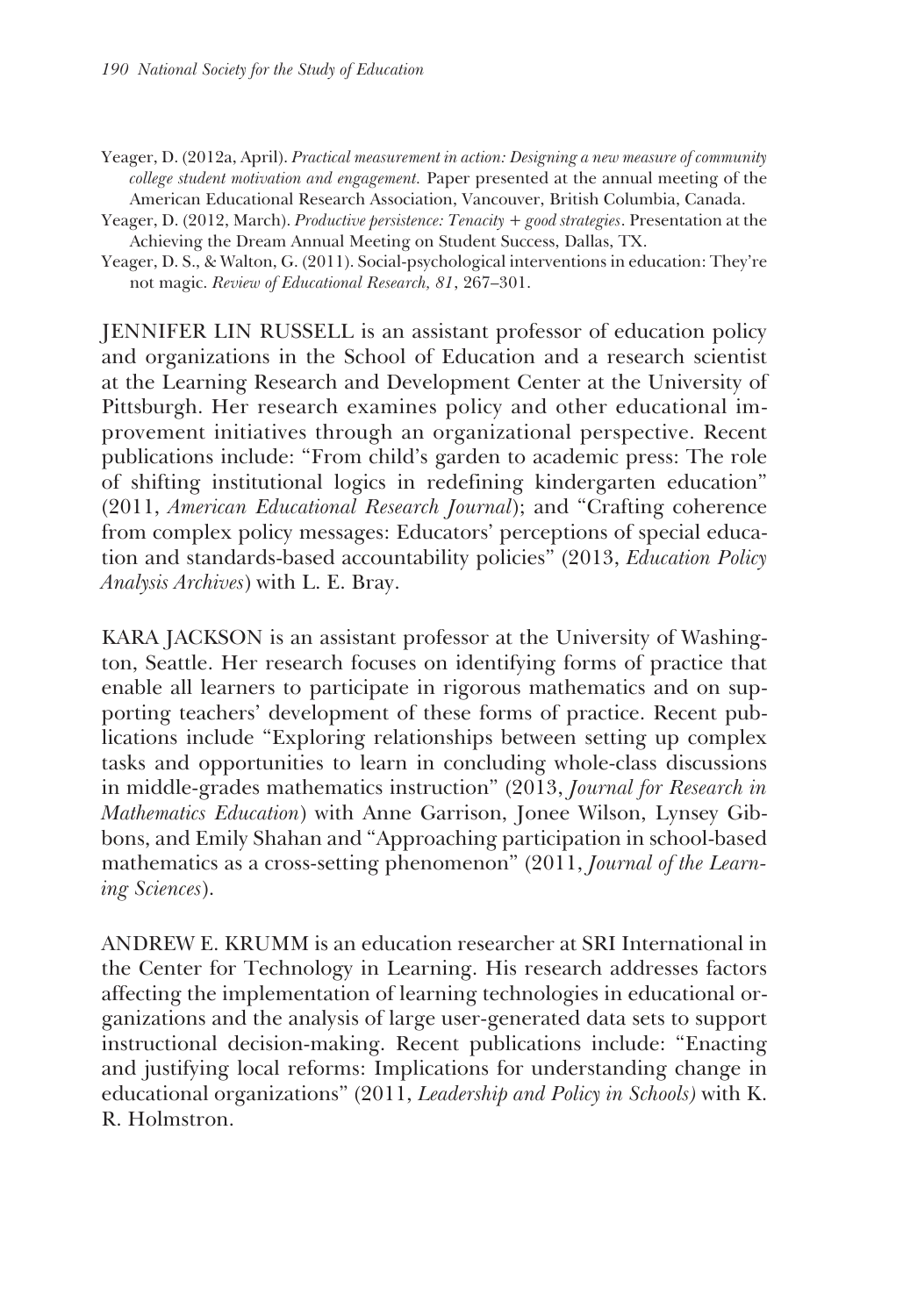Yeager, D. (2012a, April). *Practical measurement in action: Designing a new measure of community college student motivation and engagement.* Paper presented at the annual meeting of the American Educational Research Association, Vancouver, British Columbia, Canada.

Yeager, D. (2012, March). *Productive persistence: Tenacity + good strategies*. Presentation at the Achieving the Dream Annual Meeting on Student Success, Dallas, TX.

Yeager, D. S., & Walton, G. (2011). Social-psychological interventions in education: They're not magic. *Review of Educational Research, 81*, 267–301.

JENNIFER LIN RUSSELL is an assistant professor of education policy and organizations in the School of Education and a research scientist at the Learning Research and Development Center at the University of Pittsburgh. Her research examines policy and other educational improvement initiatives through an organizational perspective. Recent publications include: "From child's garden to academic press: The role of shifting institutional logics in redefining kindergarten education" (2011, *American Educational Research Journal*); and "Crafting coherence from complex policy messages: Educators' perceptions of special education and standards-based accountability policies" (2013, *Education Policy Analysis Archives*) with L. E. Bray.

KARA JACKSON is an assistant professor at the University of Washington, Seattle. Her research focuses on identifying forms of practice that enable all learners to participate in rigorous mathematics and on supporting teachers' development of these forms of practice. Recent publications include "Exploring relationships between setting up complex tasks and opportunities to learn in concluding whole-class discussions in middle-grades mathematics instruction" (2013, *Journal for Research in Mathematics Education*) with Anne Garrison, Jonee Wilson, Lynsey Gibbons, and Emily Shahan and "Approaching participation in school-based mathematics as a cross-setting phenomenon" (2011, *Journal of the Learning Sciences*).

ANDREW E. KRUMM is an education researcher at SRI International in the Center for Technology in Learning. His research addresses factors affecting the implementation of learning technologies in educational organizations and the analysis of large user-generated data sets to support instructional decision-making. Recent publications include: "Enacting and justifying local reforms: Implications for understanding change in educational organizations" (2011, *Leadership and Policy in Schools)* with K. R. Holmstron.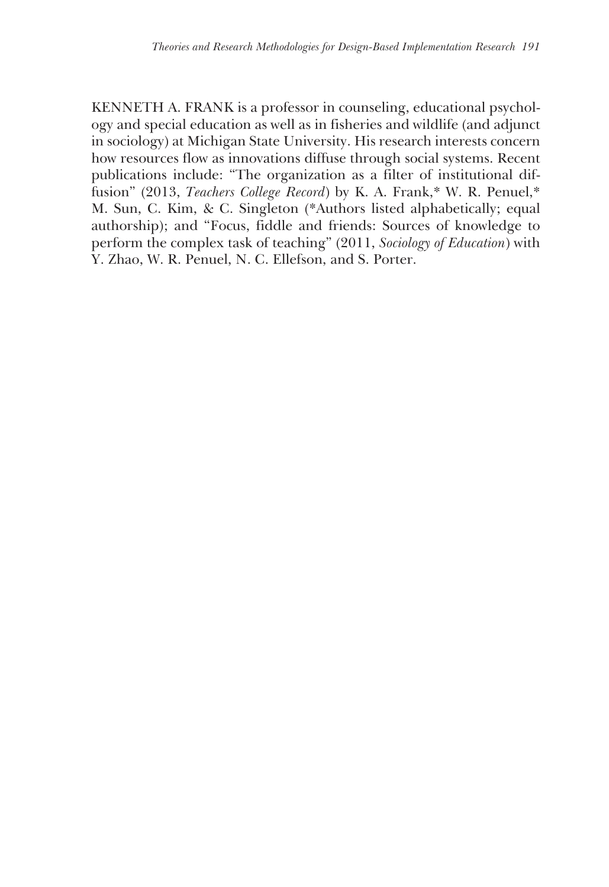KENNETH A. FRANK is a professor in counseling, educational psychology and special education as well as in fisheries and wildlife (and adjunct in sociology) at Michigan State University. His research interests concern how resources flow as innovations diffuse through social systems. Recent publications include: "The organization as a filter of institutional diffusion" (2013, *Teachers College Record*) by K. A. Frank,* W. R. Penuel,* M. Sun, C. Kim, & C. Singleton (*Authors listed alphabetically; equal authorship); and "Focus, fiddle and friends: Sources of knowledge to perform the complex task of teaching" (2011, *Sociology of Education*) with Y. Zhao, W. R. Penuel, N. C. Ellefson, and S. Porter.